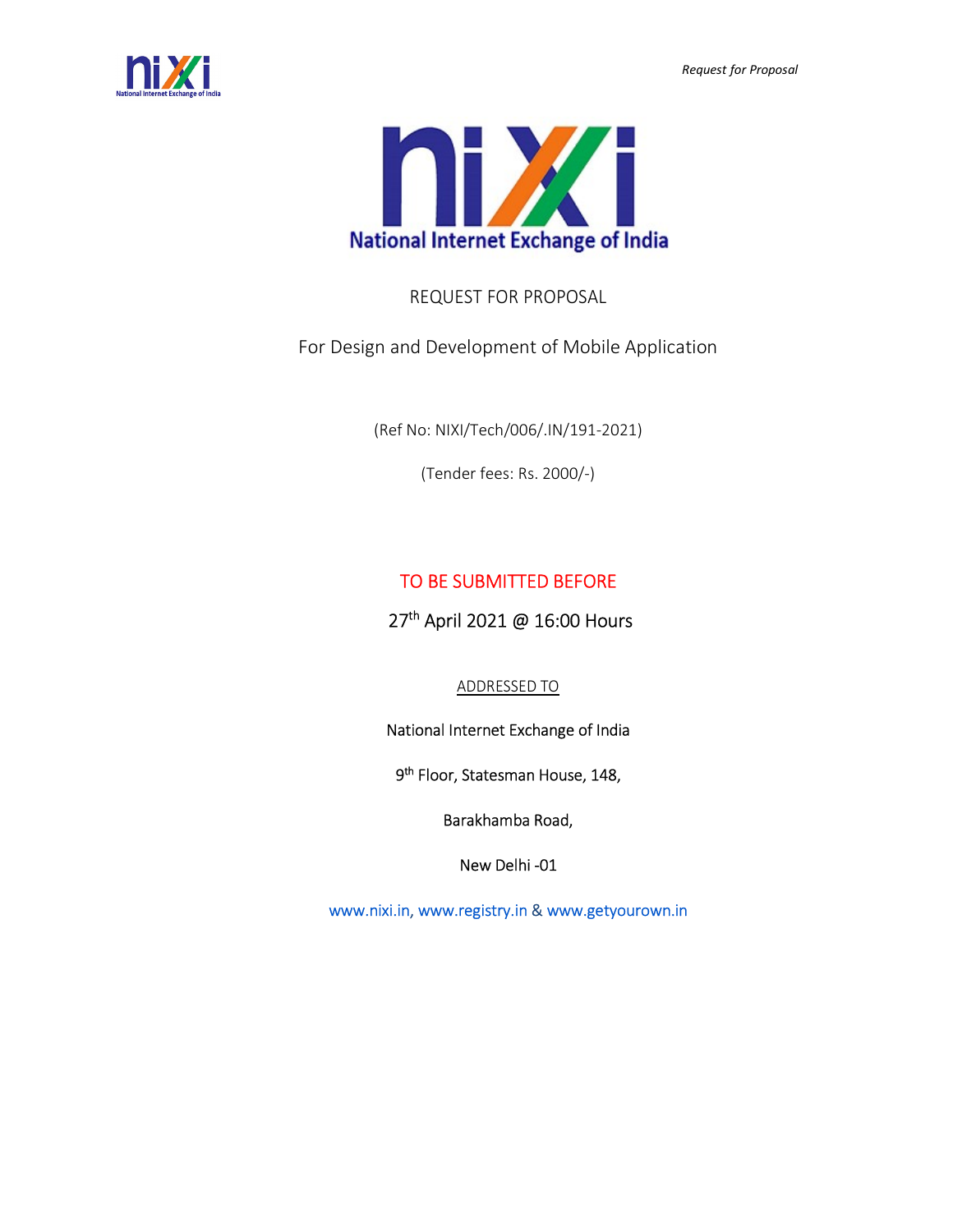# REQUEST FOR PROPOSAL

## For Design and Development of Mobile Application

(Ref No: NIXI/Tech/006/.IN/191-2021)

(Tender fees: Rs. 2000/-)

**TO BE SUBMITTED BEFORE**

27th April 2021 @ 16:00 Hours

ADDRESSED TO

National Internet Exchange of India

9th Floor, Statesman House, 148,

Barakhamba Road,

New Delhi -01

www.nixi.in, www.registry.in & www.getyourown.in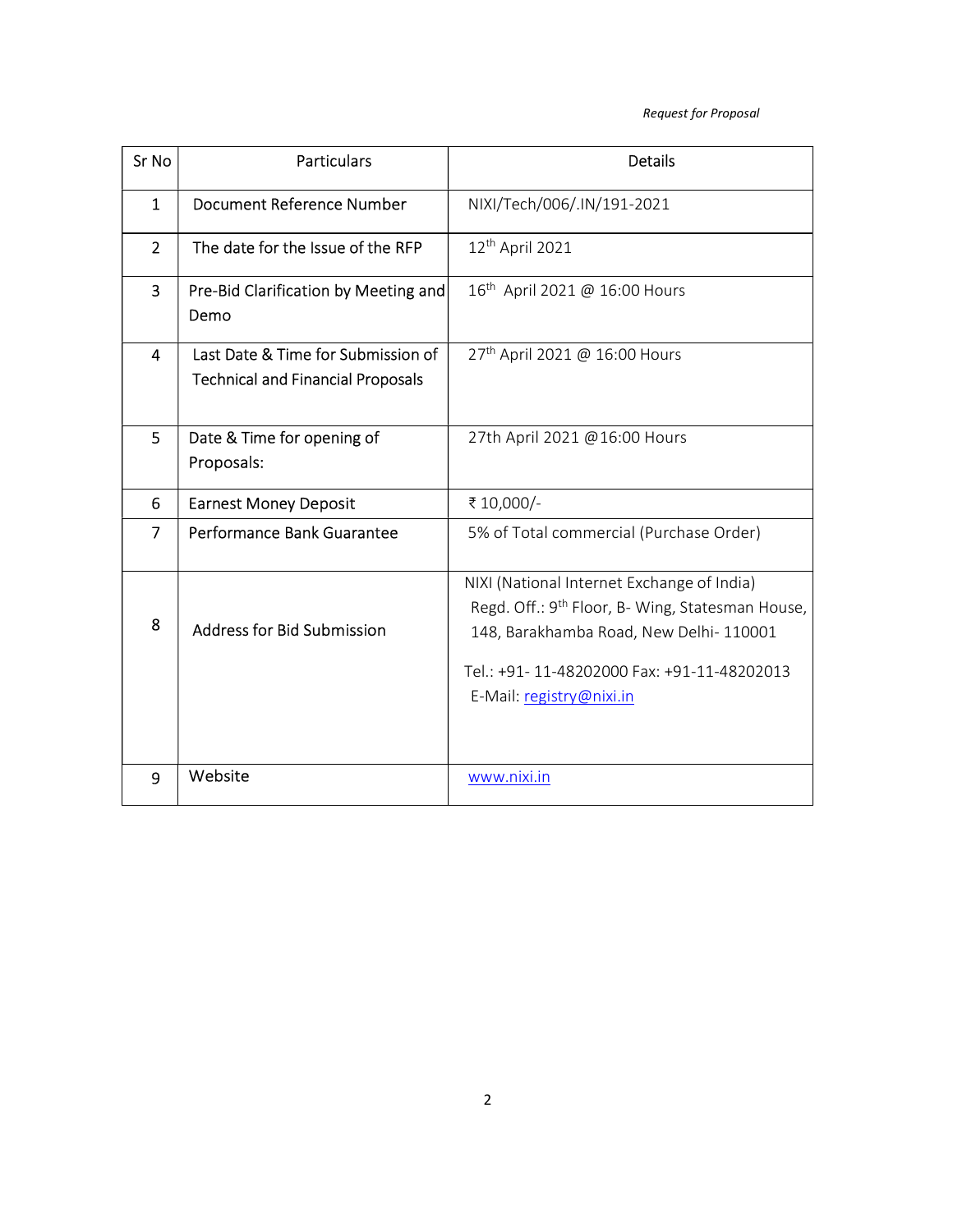| Sr No | Particulars | Details |
|---|---|---|
| 1 | Document Reference Number | NIXI/Tech/006/.IN/191-2021 |
| 2 | The date for the Issue of the RFP | 12th April 2021 |
| 3 | Pre-Bid Clarification by Meeting and Demo | 16th April 2021 @ 16:00 Hours |
| 4 | Last Date & Time for Submission of Technical and Financial Proposals | 27th April 2021 @ 16:00 Hours |
| 5 | Date & Time for opening of Proposals: | 27th April 2021 @16:00 Hours |
| 6 | Earnest Money Deposit | ₹ 10,000/- |
| 7 | Performance Bank Guarantee | 5% of Total commercial (Purchase Order) |
| 8 | Address for Bid Submission | NIXI (National Internet Exchange of India) Regd. Off.: 9th Floor, B- Wing, Statesman House, 148, Barakhamba Road, New Delhi- 110001<br><br>Tel.: +91- 11-48202000 Fax: +91-11-48202013 E-Mail: registry@nixi.in |
| 9 | Website | www.nixi.in |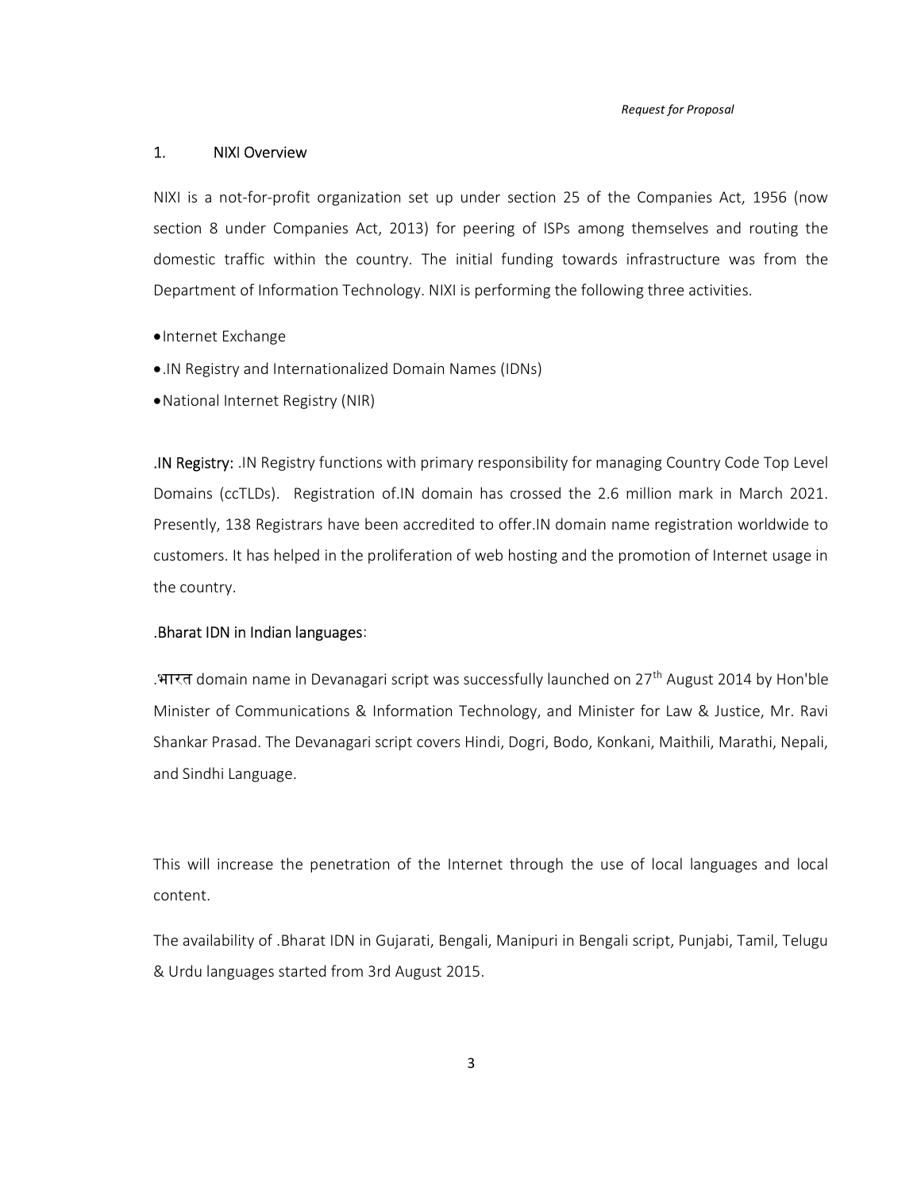## 1. NIXI Overview

NIXI is a not-for-profit organization set up under section 25 of the Companies Act, 1956 (now section 8 under Companies Act, 2013) for peering of ISPs among themselves and routing the domestic traffic within the country. The initial funding towards infrastructure was from the Department of Information Technology. NIXI is performing the following three activities.

- Internet Exchange
- .IN Registry and Internationalized Domain Names (IDNs)
- National Internet Registry (NIR)

**.IN Registry:** .IN Registry functions with primary responsibility for managing Country Code Top Level Domains (ccTLDs). Registration of.IN domain has crossed the 2.6 million mark in March 2021. Presently, 138 Registrars have been accredited to offer.IN domain name registration worldwide to customers. It has helped in the proliferation of web hosting and the promotion of Internet usage in the country.

**.Bharat IDN in Indian languages**:

.भारत domain name in Devanagari script was successfully launched on 27th August 2014 by Hon'ble Minister of Communications & Information Technology, and Minister for Law & Justice, Mr. Ravi Shankar Prasad. The Devanagari script covers Hindi, Dogri, Bodo, Konkani, Maithili, Marathi, Nepali, and Sindhi Language.

This will increase the penetration of the Internet through the use of local languages and local content.

The availability of .Bharat IDN in Gujarati, Bengali, Manipuri in Bengali script, Punjabi, Tamil, Telugu & Urdu languages started from 3rd August 2015.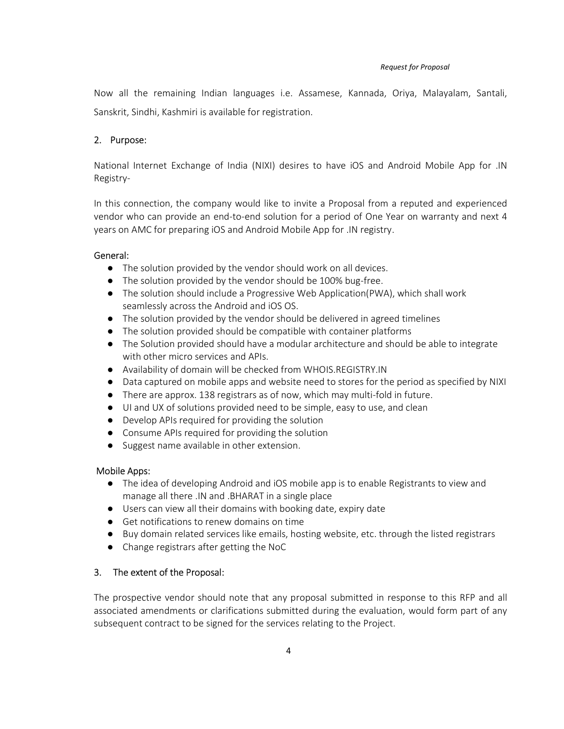Now all the remaining Indian languages i.e. Assamese, Kannada, Oriya, Malayalam, Santali, Sanskrit, Sindhi, Kashmiri is available for registration.

## 2. Purpose:

National Internet Exchange of India (NIXI) desires to have iOS and Android Mobile App for .IN Registry-

In this connection, the company would like to invite a Proposal from a reputed and experienced vendor who can provide an end-to-end solution for a period of One Year on warranty and next 4 years on AMC for preparing iOS and Android Mobile App for .IN registry.

### General:

- The solution provided by the vendor should work on all devices.
- The solution provided by the vendor should be 100% bug-free.
- The solution should include a Progressive Web Application(PWA), which shall work seamlessly across the Android and iOS OS.
- The solution provided by the vendor should be delivered in agreed timelines
- The solution provided should be compatible with container platforms
- The Solution provided should have a modular architecture and should be able to integrate with other micro services and APIs.
- Availability of domain will be checked from WHOIS.REGISTRY.IN
- Data captured on mobile apps and website need to stores for the period as specified by NIXI
- There are approx. 138 registrars as of now, which may multi-fold in future.
- UI and UX of solutions provided need to be simple, easy to use, and clean
- Develop APIs required for providing the solution
- Consume APIs required for providing the solution
- Suggest name available in other extension.

### Mobile Apps:

- The idea of developing Android and iOS mobile app is to enable Registrants to view and manage all there .IN and .BHARAT in a single place
- Users can view all their domains with booking date, expiry date
- Get notifications to renew domains on time
- Buy domain related services like emails, hosting website, etc. through the listed registrars
- Change registrars after getting the NoC

## 3. The extent of the Proposal:

The prospective vendor should note that any proposal submitted in response to this RFP and all associated amendments or clarifications submitted during the evaluation, would form part of any subsequent contract to be signed for the services relating to the Project.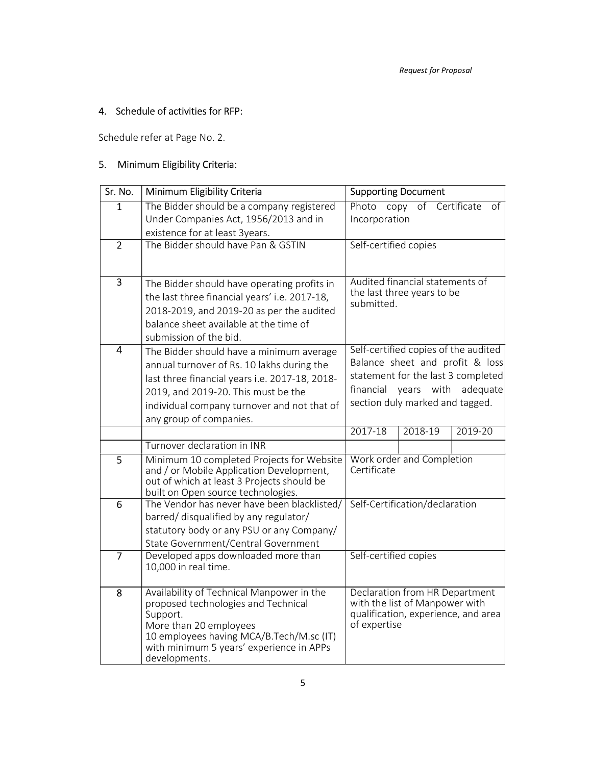## 4. Schedule of activities for RFP:

Schedule refer at Page No. 2.

## 5. Minimum Eligibility Criteria:

| Sr. No. | Minimum Eligibility Criteria | Supporting Document | | |
|---|---|---|---|---|
| 1 | The Bidder should be a company registered Under Companies Act, 1956/2013 and in existence for at least 3years. | Photo copy of Certificate of Incorporation | | |
| 2 | The Bidder should have Pan & GSTIN | Self-certified copies | | |
| 3 | The Bidder should have operating profits in the last three financial years' i.e. 2017-18, 2018-2019, and 2019-20 as per the audited balance sheet available at the time of submission of the bid. | Audited financial statements of the last three years to be submitted. | | |
| 4 | The Bidder should have a minimum average annual turnover of Rs. 10 lakhs during the last three financial years i.e. 2017-18, 2018-2019, and 2019-20. This must be the individual company turnover and not that of any group of companies. | Self-certified copies of the audited Balance sheet and profit & loss statement for the last 3 completed financial years with adequate section duly marked and tagged. | | |
| | | 2017-18 | 2018-19 | 2019-20 |
| | Turnover declaration in INR | | | |
| 5 | Minimum 10 completed Projects for Website and / or Mobile Application Development, out of which at least 3 Projects should be built on Open source technologies. | Work order and Completion Certificate | | |
| 6 | The Vendor has never have been blacklisted/ barred/ disqualified by any regulator/ statutory body or any PSU or any Company/ State Government/Central Government | Self-Certification/declaration | | |
| 7 | Developed apps downloaded more than 10,000 in real time. | Self-certified copies | | |
| 8 | Availability of Technical Manpower in the proposed technologies and Technical Support.<br>More than 20 employees<br>10 employees having MCA/B.Tech/M.sc (IT) with minimum 5 years' experience in APPs developments. | Declaration from HR Department with the list of Manpower with qualification, experience, and area of expertise | | |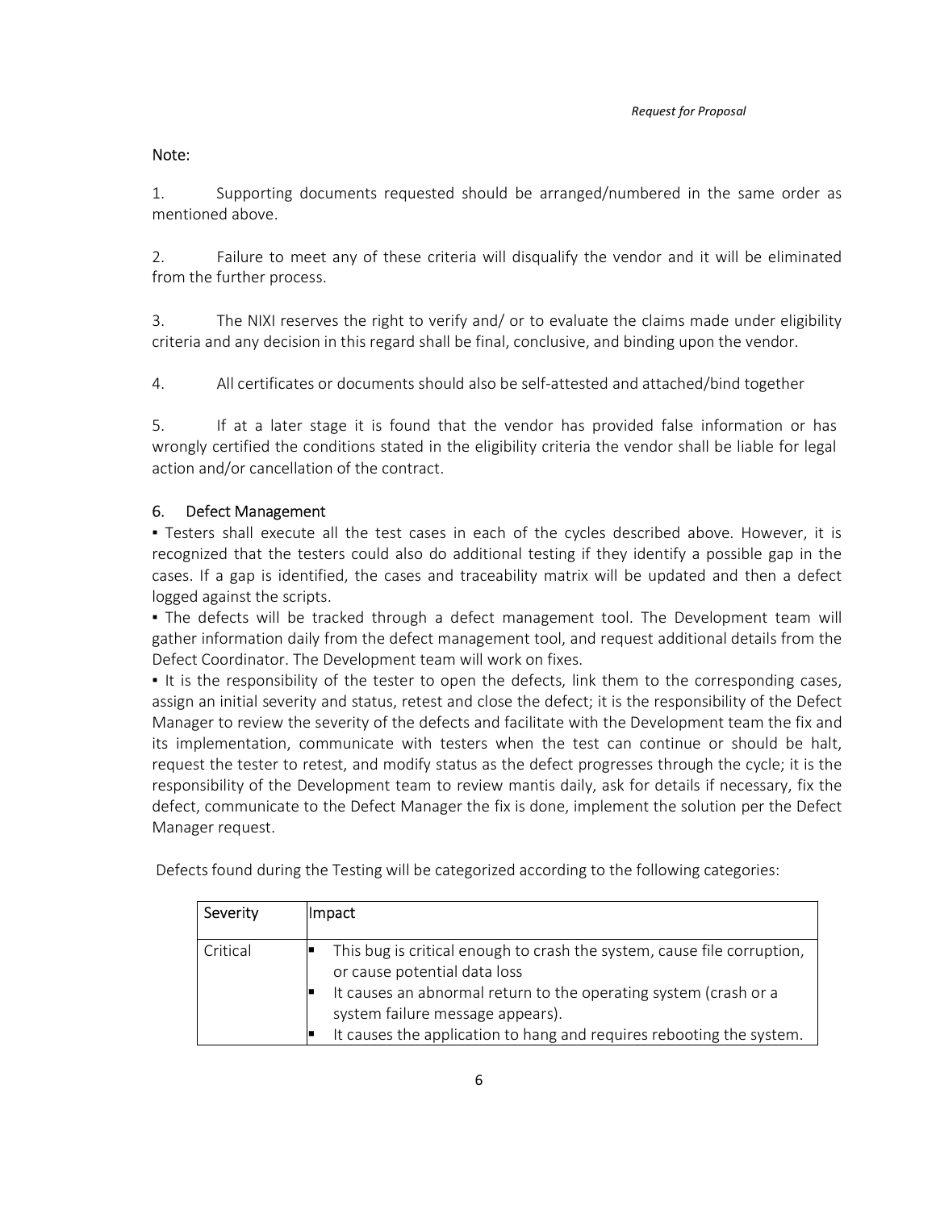Note:

1. Supporting documents requested should be arranged/numbered in the same order as mentioned above.

2. Failure to meet any of these criteria will disqualify the vendor and it will be eliminated from the further process.

3. The NIXI reserves the right to verify and/ or to evaluate the claims made under eligibility criteria and any decision in this regard shall be final, conclusive, and binding upon the vendor.

4. All certificates or documents should also be self-attested and attached/bind together

5. If at a later stage it is found that the vendor has provided false information or has wrongly certified the conditions stated in the eligibility criteria the vendor shall be liable for legal action and/or cancellation of the contract.

## 6. Defect Management

- Testers shall execute all the test cases in each of the cycles described above. However, it is recognized that the testers could also do additional testing if they identify a possible gap in the cases. If a gap is identified, the cases and traceability matrix will be updated and then a defect logged against the scripts.
- The defects will be tracked through a defect management tool. The Development team will gather information daily from the defect management tool, and request additional details from the Defect Coordinator. The Development team will work on fixes.
- It is the responsibility of the tester to open the defects, link them to the corresponding cases, assign an initial severity and status, retest and close the defect; it is the responsibility of the Defect Manager to review the severity of the defects and facilitate with the Development team the fix and its implementation, communicate with testers when the test can continue or should be halt, request the tester to retest, and modify status as the defect progresses through the cycle; it is the responsibility of the Development team to review mantis daily, ask for details if necessary, fix the defect, communicate to the Defect Manager the fix is done, implement the solution per the Defect Manager request.

Defects found during the Testing will be categorized according to the following categories:

| Severity | Impact |
| --- | --- |
| Critical | ▪ This bug is critical enough to crash the system, cause file corruption, or cause potential data loss<br>▪ It causes an abnormal return to the operating system (crash or a system failure message appears).<br>▪ It causes the application to hang and requires rebooting the system. |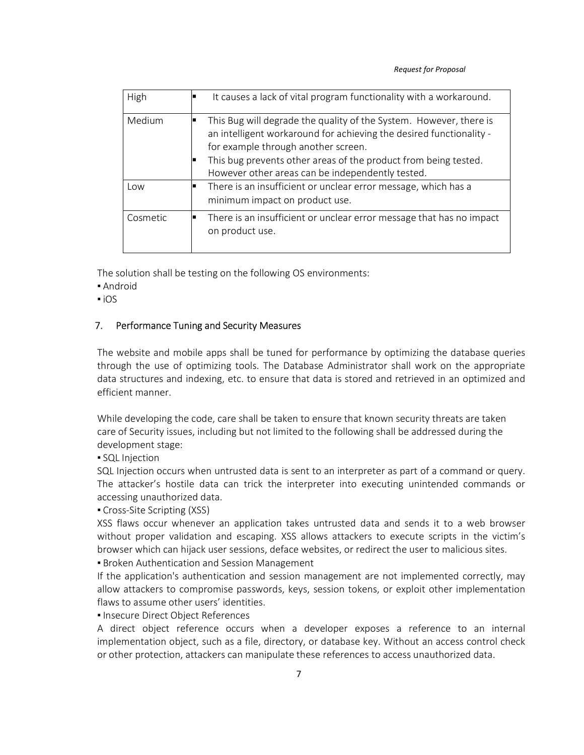| High | ▪ It causes a lack of vital program functionality with a workaround. |
| --- | --- |
| Medium | ▪ This Bug will degrade the quality of the System. However, there is an intelligent workaround for achieving the desired functionality - for example through another screen.<br>▪ This bug prevents other areas of the product from being tested. However other areas can be independently tested. |
| Low | ▪ There is an insufficient or unclear error message, which has a minimum impact on product use. |
| Cosmetic | ▪ There is an insufficient or unclear error message that has no impact on product use. |

The solution shall be testing on the following OS environments:

▪ Android

▪ iOS

## 7. Performance Tuning and Security Measures

The website and mobile apps shall be tuned for performance by optimizing the database queries through the use of optimizing tools. The Database Administrator shall work on the appropriate data structures and indexing, etc. to ensure that data is stored and retrieved in an optimized and efficient manner.

While developing the code, care shall be taken to ensure that known security threats are taken care of Security issues, including but not limited to the following shall be addressed during the development stage:

▪ SQL Injection

SQL Injection occurs when untrusted data is sent to an interpreter as part of a command or query. The attacker's hostile data can trick the interpreter into executing unintended commands or accessing unauthorized data.

▪ Cross-Site Scripting (XSS)

XSS flaws occur whenever an application takes untrusted data and sends it to a web browser without proper validation and escaping. XSS allows attackers to execute scripts in the victim's browser which can hijack user sessions, deface websites, or redirect the user to malicious sites.

▪ Broken Authentication and Session Management

If the application's authentication and session management are not implemented correctly, may allow attackers to compromise passwords, keys, session tokens, or exploit other implementation flaws to assume other users' identities.

▪ Insecure Direct Object References

A direct object reference occurs when a developer exposes a reference to an internal implementation object, such as a file, directory, or database key. Without an access control check or other protection, attackers can manipulate these references to access unauthorized data.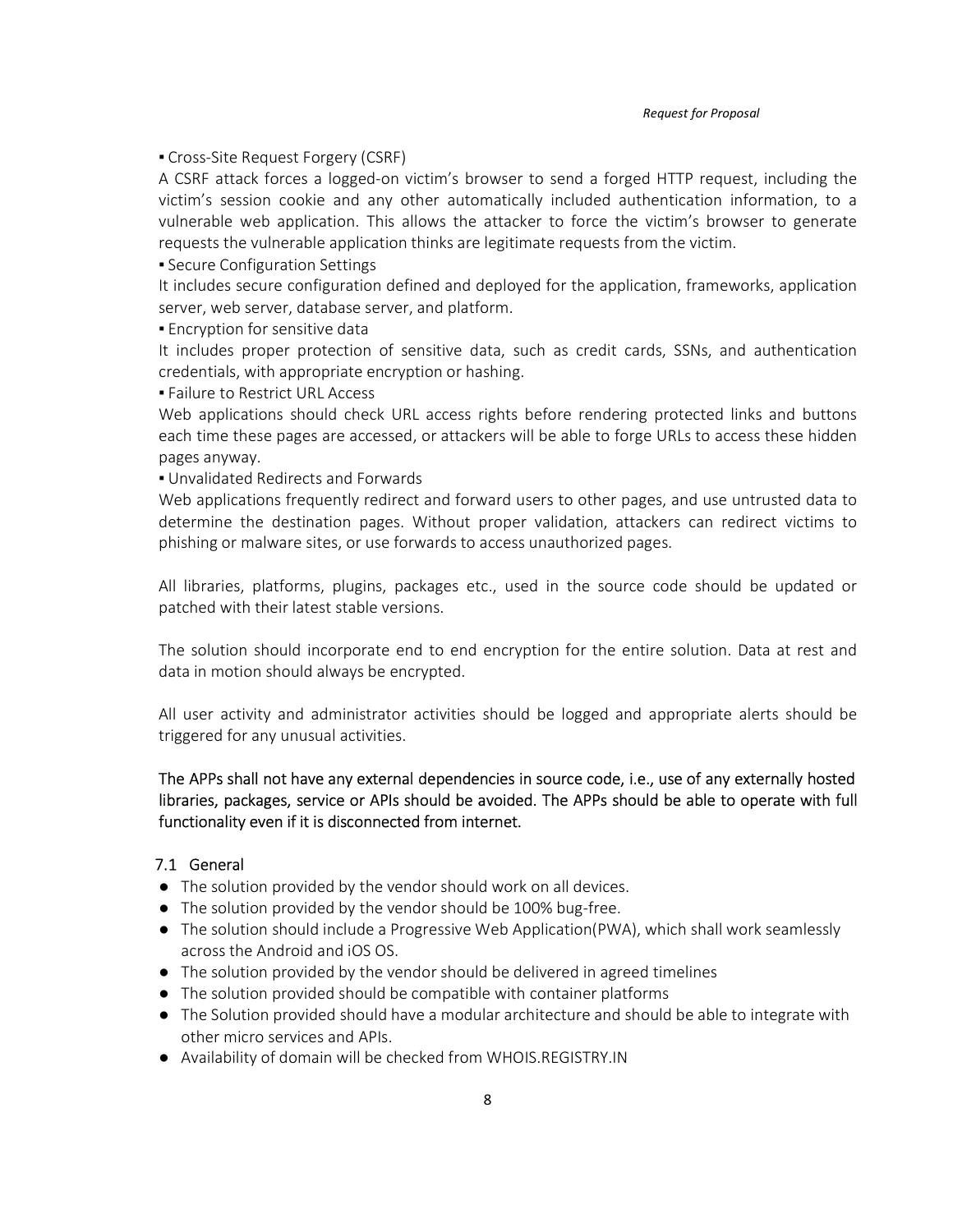▪ Cross-Site Request Forgery (CSRF)

A CSRF attack forces a logged-on victim's browser to send a forged HTTP request, including the victim's session cookie and any other automatically included authentication information, to a vulnerable web application. This allows the attacker to force the victim's browser to generate requests the vulnerable application thinks are legitimate requests from the victim.

▪ Secure Configuration Settings

It includes secure configuration defined and deployed for the application, frameworks, application server, web server, database server, and platform.

▪ Encryption for sensitive data

It includes proper protection of sensitive data, such as credit cards, SSNs, and authentication credentials, with appropriate encryption or hashing.

▪ Failure to Restrict URL Access

Web applications should check URL access rights before rendering protected links and buttons each time these pages are accessed, or attackers will be able to forge URLs to access these hidden pages anyway.

▪ Unvalidated Redirects and Forwards

Web applications frequently redirect and forward users to other pages, and use untrusted data to determine the destination pages. Without proper validation, attackers can redirect victims to phishing or malware sites, or use forwards to access unauthorized pages.

All libraries, platforms, plugins, packages etc., used in the source code should be updated or patched with their latest stable versions.

The solution should incorporate end to end encryption for the entire solution. Data at rest and data in motion should always be encrypted.

All user activity and administrator activities should be logged and appropriate alerts should be triggered for any unusual activities.

The APPs shall not have any external dependencies in source code, i.e., use of any externally hosted libraries, packages, service or APIs should be avoided. The APPs should be able to operate with full functionality even if it is disconnected from internet.

## 7.1 General

- The solution provided by the vendor should work on all devices.
- The solution provided by the vendor should be 100% bug-free.
- The solution should include a Progressive Web Application(PWA), which shall work seamlessly across the Android and iOS OS.
- The solution provided by the vendor should be delivered in agreed timelines
- The solution provided should be compatible with container platforms
- The Solution provided should have a modular architecture and should be able to integrate with other micro services and APIs.
- Availability of domain will be checked from WHOIS.REGISTRY.IN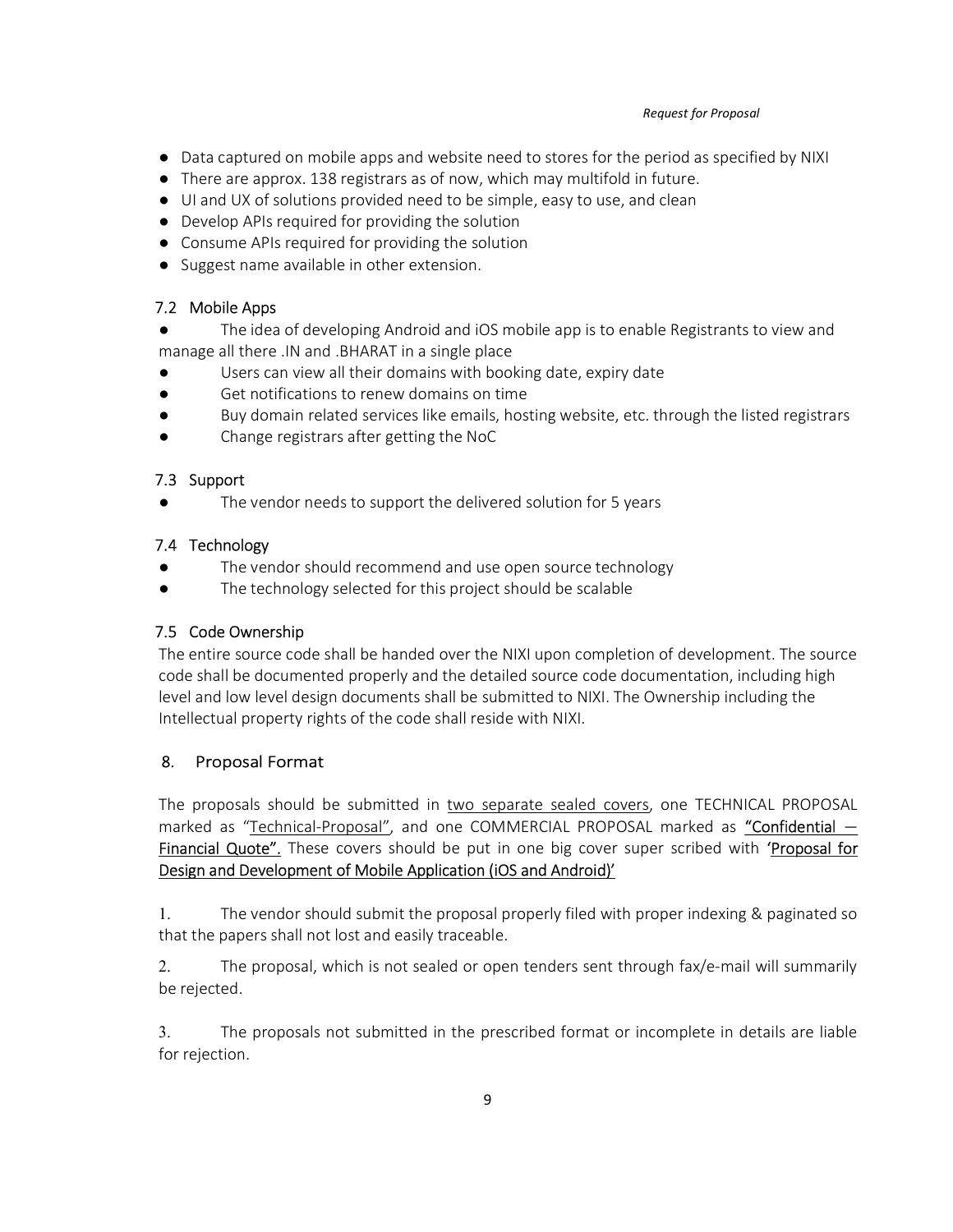- Data captured on mobile apps and website need to stores for the period as specified by NIXI
- There are approx. 138 registrars as of now, which may multifold in future.
- UI and UX of solutions provided need to be simple, easy to use, and clean
- Develop APIs required for providing the solution
- Consume APIs required for providing the solution
- Suggest name available in other extension.

### 7.2 Mobile Apps

- The idea of developing Android and iOS mobile app is to enable Registrants to view and manage all there .IN and .BHARAT in a single place
- Users can view all their domains with booking date, expiry date
- Get notifications to renew domains on time
- Buy domain related services like emails, hosting website, etc. through the listed registrars
- Change registrars after getting the NoC

### 7.3 Support

- The vendor needs to support the delivered solution for 5 years

### 7.4 Technology

- The vendor should recommend and use open source technology
- The technology selected for this project should be scalable

### 7.5 Code Ownership

The entire source code shall be handed over the NIXI upon completion of development. The source code shall be documented properly and the detailed source code documentation, including high level and low level design documents shall be submitted to NIXI. The Ownership including the Intellectual property rights of the code shall reside with NIXI.

## 8. Proposal Format

The proposals should be submitted in <u>two separate sealed covers</u>, one TECHNICAL PROPOSAL marked as "<u>Technical-Proposal</u>", and one COMMERCIAL PROPOSAL marked as **<u>"Confidential — Financial Quote".</u>** These covers should be put in one big cover super scribed with <u>'Proposal for Design and Development of Mobile Application (iOS and Android)'</u>

1. The vendor should submit the proposal properly filed with proper indexing & paginated so that the papers shall not lost and easily traceable.

2. The proposal, which is not sealed or open tenders sent through fax/e-mail will summarily be rejected.

3. The proposals not submitted in the prescribed format or incomplete in details are liable for rejection.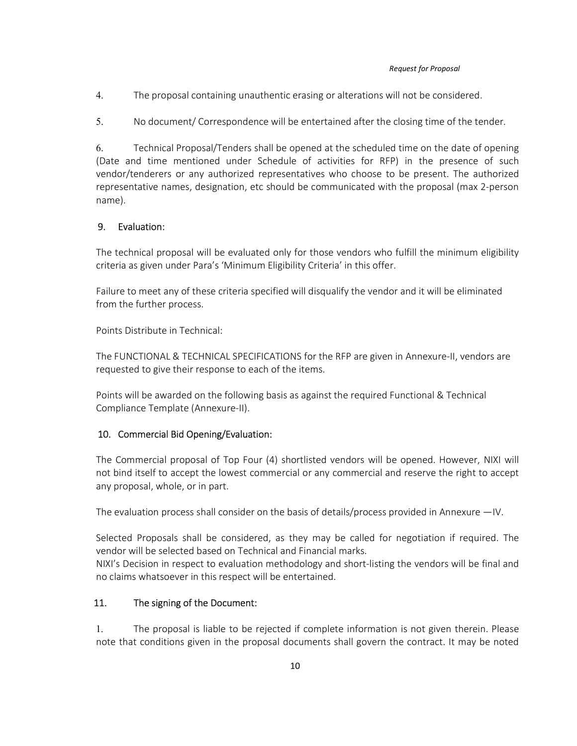4. The proposal containing unauthentic erasing or alterations will not be considered.

5. No document/ Correspondence will be entertained after the closing time of the tender.

6. Technical Proposal/Tenders shall be opened at the scheduled time on the date of opening (Date and time mentioned under Schedule of activities for RFP) in the presence of such vendor/tenderers or any authorized representatives who choose to be present. The authorized representative names, designation, etc should be communicated with the proposal (max 2-person name).

## 9. Evaluation:

The technical proposal will be evaluated only for those vendors who fulfill the minimum eligibility criteria as given under Para's 'Minimum Eligibility Criteria' in this offer.

Failure to meet any of these criteria specified will disqualify the vendor and it will be eliminated from the further process.

Points Distribute in Technical:

The FUNCTIONAL & TECHNICAL SPECIFICATIONS for the RFP are given in Annexure-II, vendors are requested to give their response to each of the items.

Points will be awarded on the following basis as against the required Functional & Technical Compliance Template (Annexure-II).

## 10. Commercial Bid Opening/Evaluation:

The Commercial proposal of Top Four (4) shortlisted vendors will be opened. However, NIXI will not bind itself to accept the lowest commercial or any commercial and reserve the right to accept any proposal, whole, or in part.

The evaluation process shall consider on the basis of details/process provided in Annexure —IV.

Selected Proposals shall be considered, as they may be called for negotiation if required. The vendor will be selected based on Technical and Financial marks.
NIXI's Decision in respect to evaluation methodology and short-listing the vendors will be final and no claims whatsoever in this respect will be entertained.

## 11. The signing of the Document:

1. The proposal is liable to be rejected if complete information is not given therein. Please note that conditions given in the proposal documents shall govern the contract. It may be noted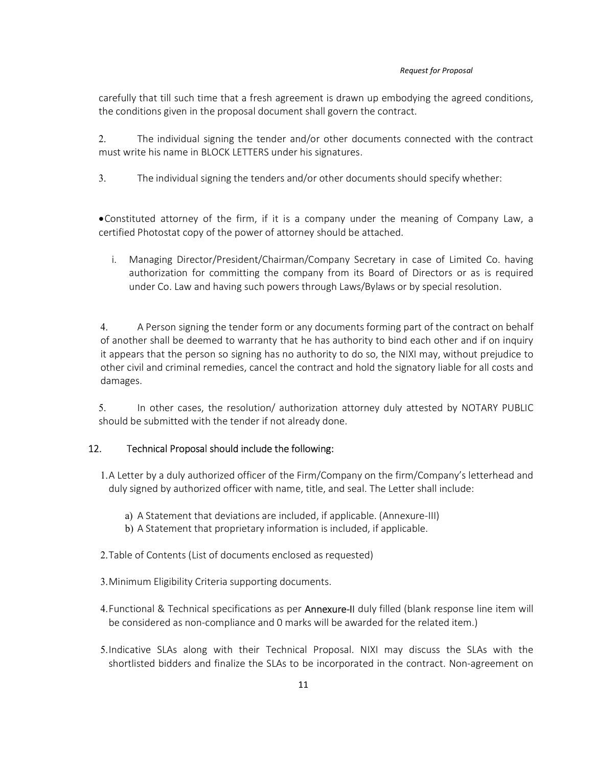carefully that till such time that a fresh agreement is drawn up embodying the agreed conditions, the conditions given in the proposal document shall govern the contract.

2. The individual signing the tender and/or other documents connected with the contract must write his name in BLOCK LETTERS under his signatures.

3. The individual signing the tenders and/or other documents should specify whether:

- Constituted attorney of the firm, if it is a company under the meaning of Company Law, a certified Photostat copy of the power of attorney should be attached.

  i. Managing Director/President/Chairman/Company Secretary in case of Limited Co. having authorization for committing the company from its Board of Directors or as is required under Co. Law and having such powers through Laws/Bylaws or by special resolution.

4. A Person signing the tender form or any documents forming part of the contract on behalf of another shall be deemed to warranty that he has authority to bind each other and if on inquiry it appears that the person so signing has no authority to do so, the NIXI may, without prejudice to other civil and criminal remedies, cancel the contract and hold the signatory liable for all costs and damages.

5. In other cases, the resolution/ authorization attorney duly attested by NOTARY PUBLIC should be submitted with the tender if not already done.

## 12. Technical Proposal should include the following:

1. A Letter by a duly authorized officer of the Firm/Company on the firm/Company's letterhead and duly signed by authorized officer with name, title, and seal. The Letter shall include:

   a) A Statement that deviations are included, if applicable. (Annexure-III)

   b) A Statement that proprietary information is included, if applicable.

2. Table of Contents (List of documents enclosed as requested)

3. Minimum Eligibility Criteria supporting documents.

4. Functional & Technical specifications as per **Annexure-II** duly filled (blank response line item will be considered as non-compliance and 0 marks will be awarded for the related item.)

5. Indicative SLAs along with their Technical Proposal. NIXI may discuss the SLAs with the shortlisted bidders and finalize the SLAs to be incorporated in the contract. Non-agreement on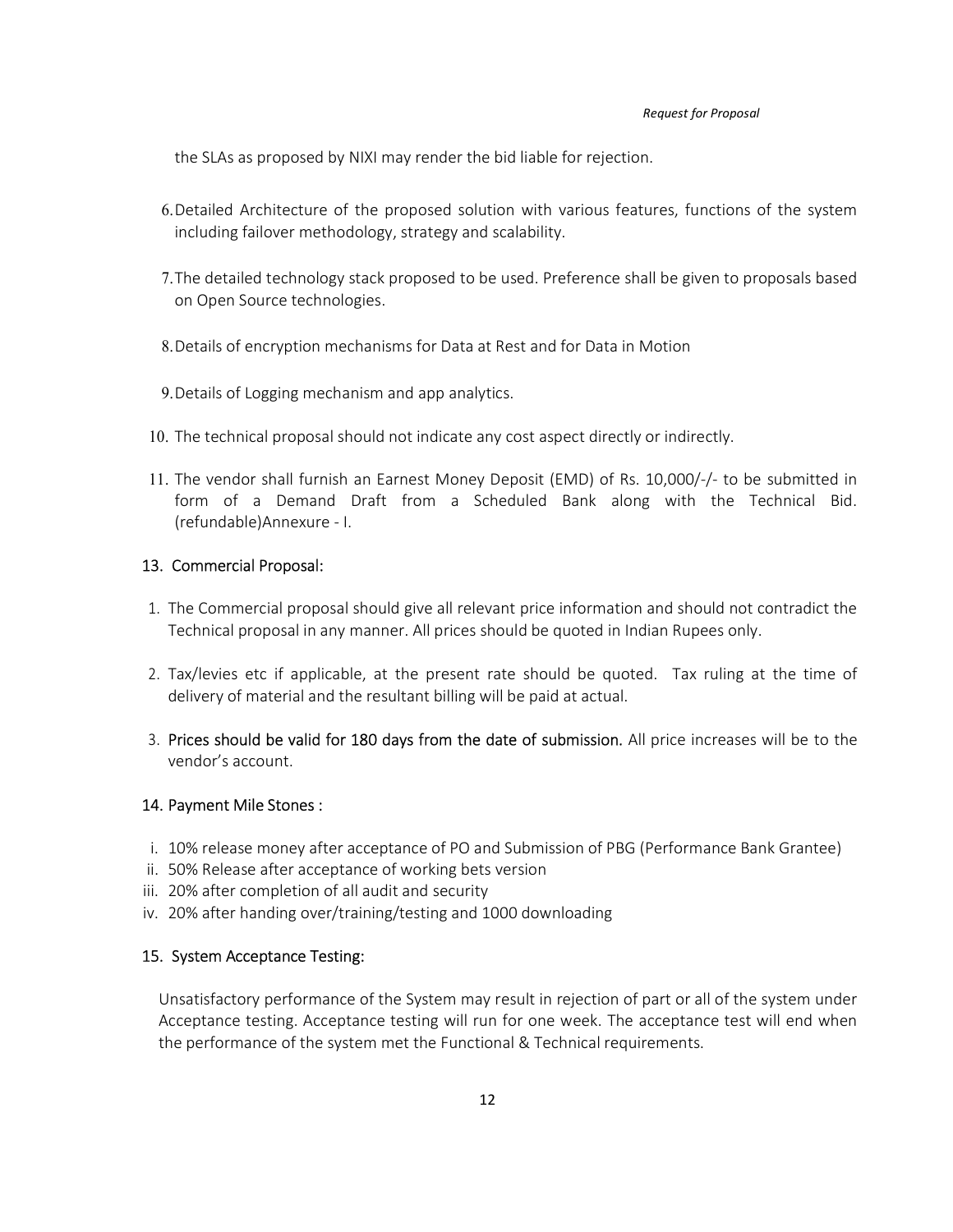the SLAs as proposed by NIXI may render the bid liable for rejection.

6. Detailed Architecture of the proposed solution with various features, functions of the system including failover methodology, strategy and scalability.

7. The detailed technology stack proposed to be used. Preference shall be given to proposals based on Open Source technologies.

8. Details of encryption mechanisms for Data at Rest and for Data in Motion

9. Details of Logging mechanism and app analytics.

10. The technical proposal should not indicate any cost aspect directly or indirectly.

11. The vendor shall furnish an Earnest Money Deposit (EMD) of Rs. 10,000/-/- to be submitted in form of a Demand Draft from a Scheduled Bank along with the Technical Bid. (refundable)Annexure - I.

## 13. Commercial Proposal:

1. The Commercial proposal should give all relevant price information and should not contradict the Technical proposal in any manner. All prices should be quoted in Indian Rupees only.

2. Tax/levies etc if applicable, at the present rate should be quoted. Tax ruling at the time of delivery of material and the resultant billing will be paid at actual.

3. Prices should be valid for 180 days from the date of submission. All price increases will be to the vendor's account.

## 14. Payment Mile Stones :

i. 10% release money after acceptance of PO and Submission of PBG (Performance Bank Grantee)
ii. 50% Release after acceptance of working bets version
iii. 20% after completion of all audit and security
iv. 20% after handing over/training/testing and 1000 downloading

## 15. System Acceptance Testing:

Unsatisfactory performance of the System may result in rejection of part or all of the system under Acceptance testing. Acceptance testing will run for one week. The acceptance test will end when the performance of the system met the Functional & Technical requirements.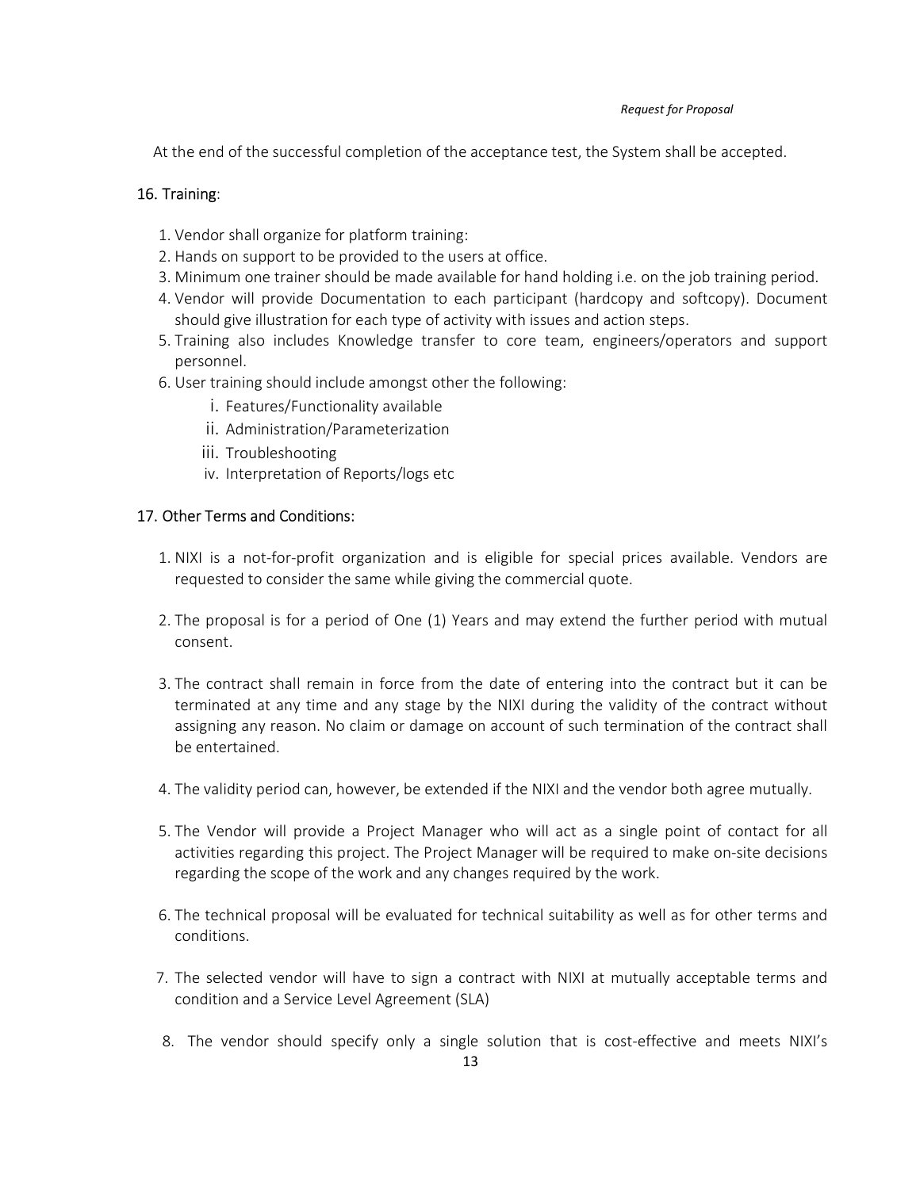At the end of the successful completion of the acceptance test, the System shall be accepted.

## 16. Training:

1. Vendor shall organize for platform training:
2. Hands on support to be provided to the users at office.
3. Minimum one trainer should be made available for hand holding i.e. on the job training period.
4. Vendor will provide Documentation to each participant (hardcopy and softcopy). Document should give illustration for each type of activity with issues and action steps.
5. Training also includes Knowledge transfer to core team, engineers/operators and support personnel.
6. User training should include amongst other the following:
   i. Features/Functionality available
   ii. Administration/Parameterization
   iii. Troubleshooting
   iv. Interpretation of Reports/logs etc

## 17. Other Terms and Conditions:

1. NIXI is a not-for-profit organization and is eligible for special prices available. Vendors are requested to consider the same while giving the commercial quote.

2. The proposal is for a period of One (1) Years and may extend the further period with mutual consent.

3. The contract shall remain in force from the date of entering into the contract but it can be terminated at any time and any stage by the NIXI during the validity of the contract without assigning any reason. No claim or damage on account of such termination of the contract shall be entertained.

4. The validity period can, however, be extended if the NIXI and the vendor both agree mutually.

5. The Vendor will provide a Project Manager who will act as a single point of contact for all activities regarding this project. The Project Manager will be required to make on-site decisions regarding the scope of the work and any changes required by the work.

6. The technical proposal will be evaluated for technical suitability as well as for other terms and conditions.

7. The selected vendor will have to sign a contract with NIXI at mutually acceptable terms and condition and a Service Level Agreement (SLA)

8. The vendor should specify only a single solution that is cost-effective and meets NIXI's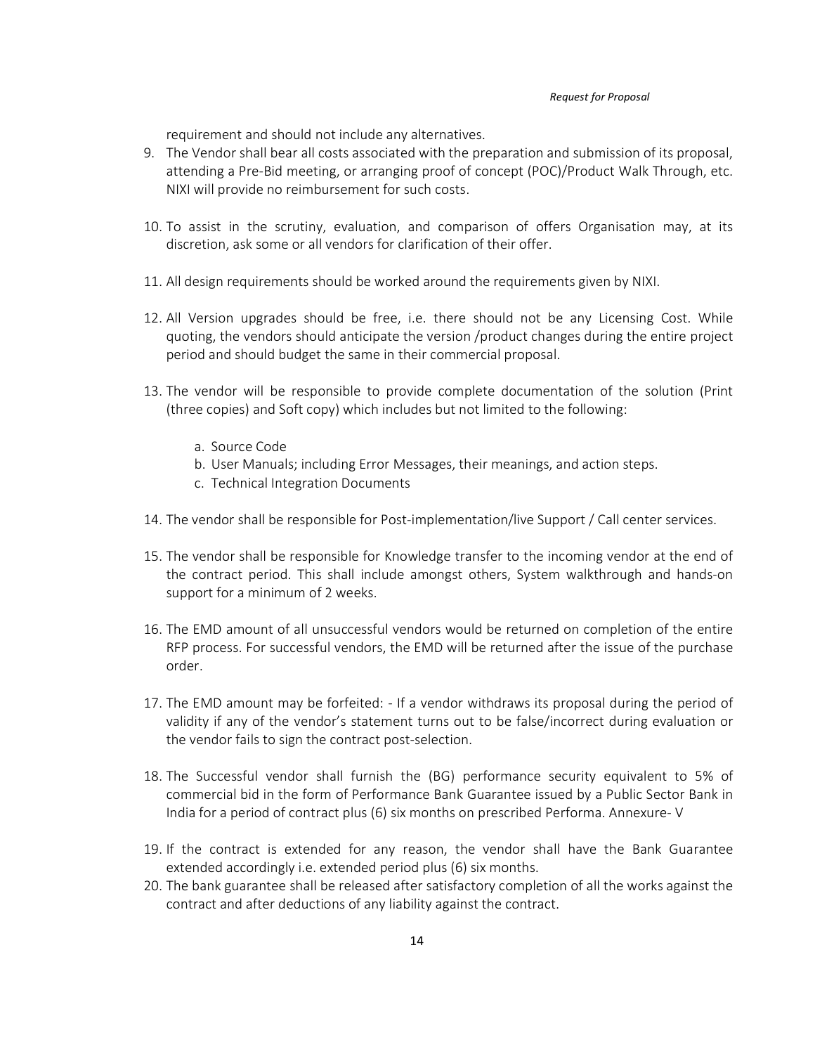requirement and should not include any alternatives.

9. The Vendor shall bear all costs associated with the preparation and submission of its proposal, attending a Pre-Bid meeting, or arranging proof of concept (POC)/Product Walk Through, etc. NIXI will provide no reimbursement for such costs.

10. To assist in the scrutiny, evaluation, and comparison of offers Organisation may, at its discretion, ask some or all vendors for clarification of their offer.

11. All design requirements should be worked around the requirements given by NIXI.

12. All Version upgrades should be free, i.e. there should not be any Licensing Cost. While quoting, the vendors should anticipate the version /product changes during the entire project period and should budget the same in their commercial proposal.

13. The vendor will be responsible to provide complete documentation of the solution (Print (three copies) and Soft copy) which includes but not limited to the following:

    a. Source Code
    b. User Manuals; including Error Messages, their meanings, and action steps.
    c. Technical Integration Documents

14. The vendor shall be responsible for Post-implementation/live Support / Call center services.

15. The vendor shall be responsible for Knowledge transfer to the incoming vendor at the end of the contract period. This shall include amongst others, System walkthrough and hands-on support for a minimum of 2 weeks.

16. The EMD amount of all unsuccessful vendors would be returned on completion of the entire RFP process. For successful vendors, the EMD will be returned after the issue of the purchase order.

17. The EMD amount may be forfeited: - If a vendor withdraws its proposal during the period of validity if any of the vendor's statement turns out to be false/incorrect during evaluation or the vendor fails to sign the contract post-selection.

18. The Successful vendor shall furnish the (BG) performance security equivalent to 5% of commercial bid in the form of Performance Bank Guarantee issued by a Public Sector Bank in India for a period of contract plus (6) six months on prescribed Performa. Annexure- V

19. If the contract is extended for any reason, the vendor shall have the Bank Guarantee extended accordingly i.e. extended period plus (6) six months.

20. The bank guarantee shall be released after satisfactory completion of all the works against the contract and after deductions of any liability against the contract.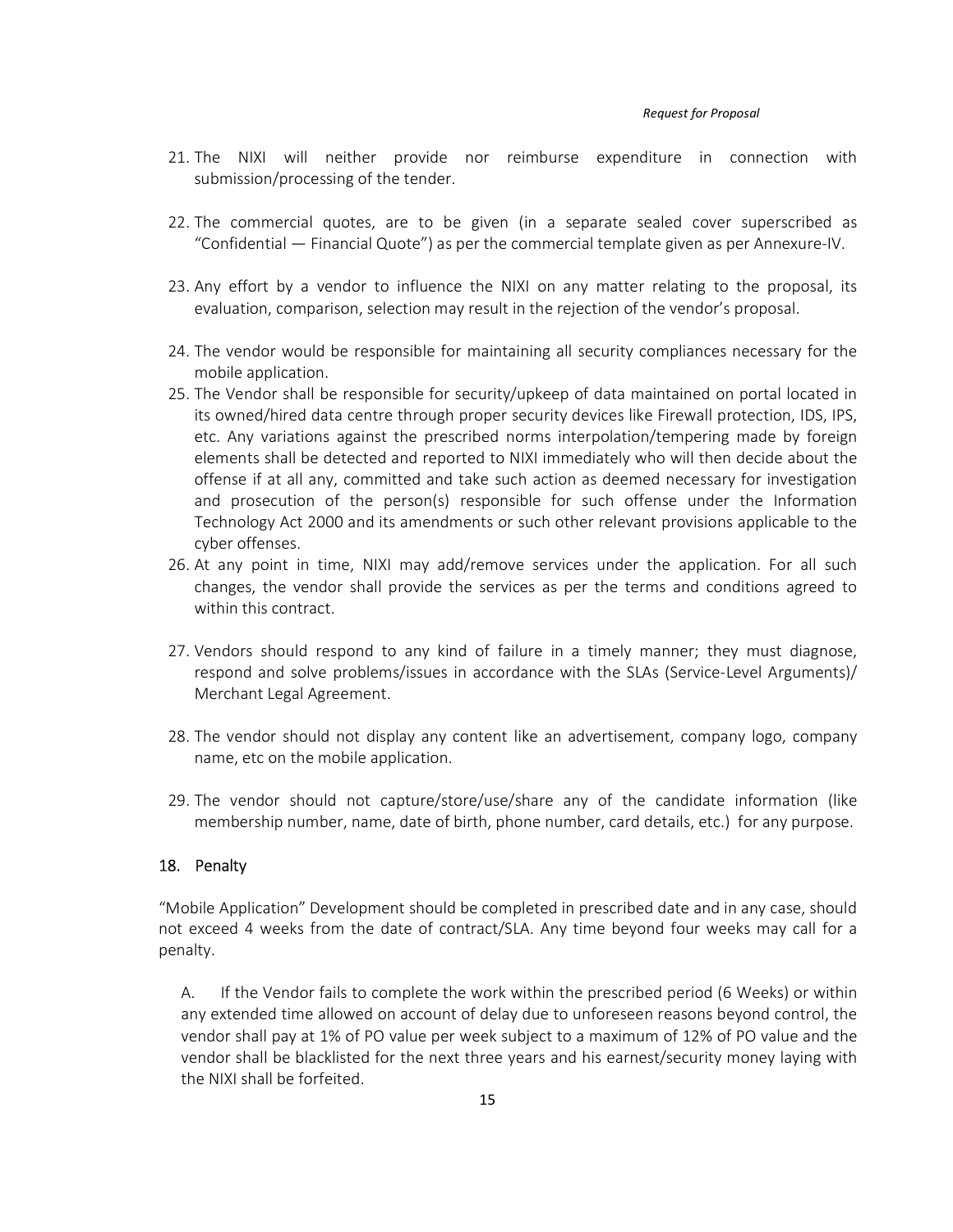21. The NIXI will neither provide nor reimburse expenditure in connection with submission/processing of the tender.

22. The commercial quotes, are to be given (in a separate sealed cover superscribed as "Confidential — Financial Quote") as per the commercial template given as per Annexure-IV.

23. Any effort by a vendor to influence the NIXI on any matter relating to the proposal, its evaluation, comparison, selection may result in the rejection of the vendor's proposal.

24. The vendor would be responsible for maintaining all security compliances necessary for the mobile application.
25. The Vendor shall be responsible for security/upkeep of data maintained on portal located in its owned/hired data centre through proper security devices like Firewall protection, IDS, IPS, etc. Any variations against the prescribed norms interpolation/tempering made by foreign elements shall be detected and reported to NIXI immediately who will then decide about the offense if at all any, committed and take such action as deemed necessary for investigation and prosecution of the person(s) responsible for such offense under the Information Technology Act 2000 and its amendments or such other relevant provisions applicable to the cyber offenses.
26. At any point in time, NIXI may add/remove services under the application. For all such changes, the vendor shall provide the services as per the terms and conditions agreed to within this contract.

27. Vendors should respond to any kind of failure in a timely manner; they must diagnose, respond and solve problems/issues in accordance with the SLAs (Service-Level Arguments)/ Merchant Legal Agreement.

28. The vendor should not display any content like an advertisement, company logo, company name, etc on the mobile application.

29. The vendor should not capture/store/use/share any of the candidate information (like membership number, name, date of birth, phone number, card details, etc.) for any purpose.

## 18. Penalty

"Mobile Application" Development should be completed in prescribed date and in any case, should not exceed 4 weeks from the date of contract/SLA. Any time beyond four weeks may call for a penalty.

A. If the Vendor fails to complete the work within the prescribed period (6 Weeks) or within any extended time allowed on account of delay due to unforeseen reasons beyond control, the vendor shall pay at 1% of PO value per week subject to a maximum of 12% of PO value and the vendor shall be blacklisted for the next three years and his earnest/security money laying with the NIXI shall be forfeited.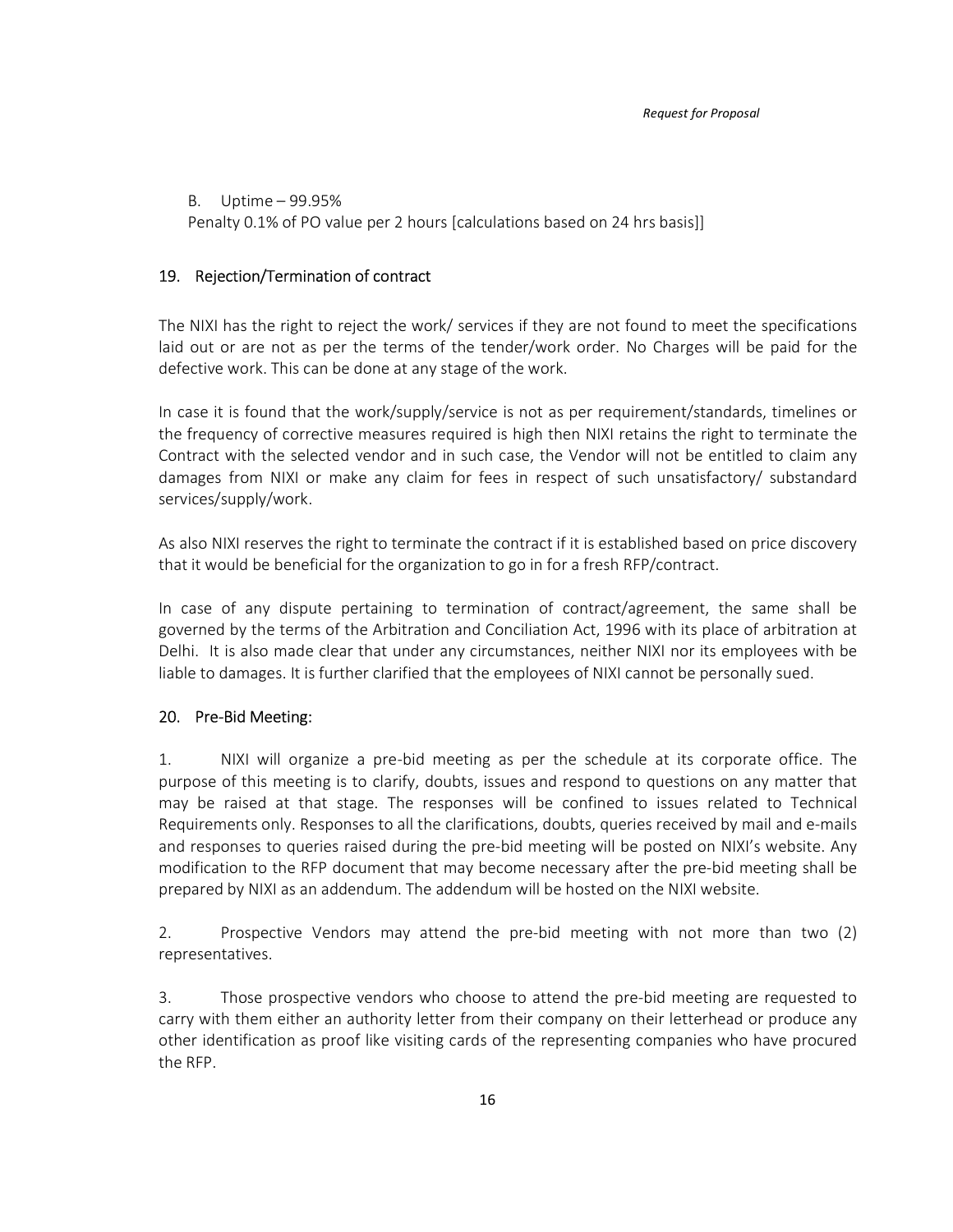B. Uptime – 99.95%
Penalty 0.1% of PO value per 2 hours [calculations based on 24 hrs basis]]

## 19. Rejection/Termination of contract

The NIXI has the right to reject the work/ services if they are not found to meet the specifications laid out or are not as per the terms of the tender/work order. No Charges will be paid for the defective work. This can be done at any stage of the work.

In case it is found that the work/supply/service is not as per requirement/standards, timelines or the frequency of corrective measures required is high then NIXI retains the right to terminate the Contract with the selected vendor and in such case, the Vendor will not be entitled to claim any damages from NIXI or make any claim for fees in respect of such unsatisfactory/ substandard services/supply/work.

As also NIXI reserves the right to terminate the contract if it is established based on price discovery that it would be beneficial for the organization to go in for a fresh RFP/contract.

In case of any dispute pertaining to termination of contract/agreement, the same shall be governed by the terms of the Arbitration and Conciliation Act, 1996 with its place of arbitration at Delhi. It is also made clear that under any circumstances, neither NIXI nor its employees with be liable to damages. It is further clarified that the employees of NIXI cannot be personally sued.

## 20. Pre-Bid Meeting:

1. NIXI will organize a pre-bid meeting as per the schedule at its corporate office. The purpose of this meeting is to clarify, doubts, issues and respond to questions on any matter that may be raised at that stage. The responses will be confined to issues related to Technical Requirements only. Responses to all the clarifications, doubts, queries received by mail and e-mails and responses to queries raised during the pre-bid meeting will be posted on NIXI's website. Any modification to the RFP document that may become necessary after the pre-bid meeting shall be prepared by NIXI as an addendum. The addendum will be hosted on the NIXI website.

2. Prospective Vendors may attend the pre-bid meeting with not more than two (2) representatives.

3. Those prospective vendors who choose to attend the pre-bid meeting are requested to carry with them either an authority letter from their company on their letterhead or produce any other identification as proof like visiting cards of the representing companies who have procured the RFP.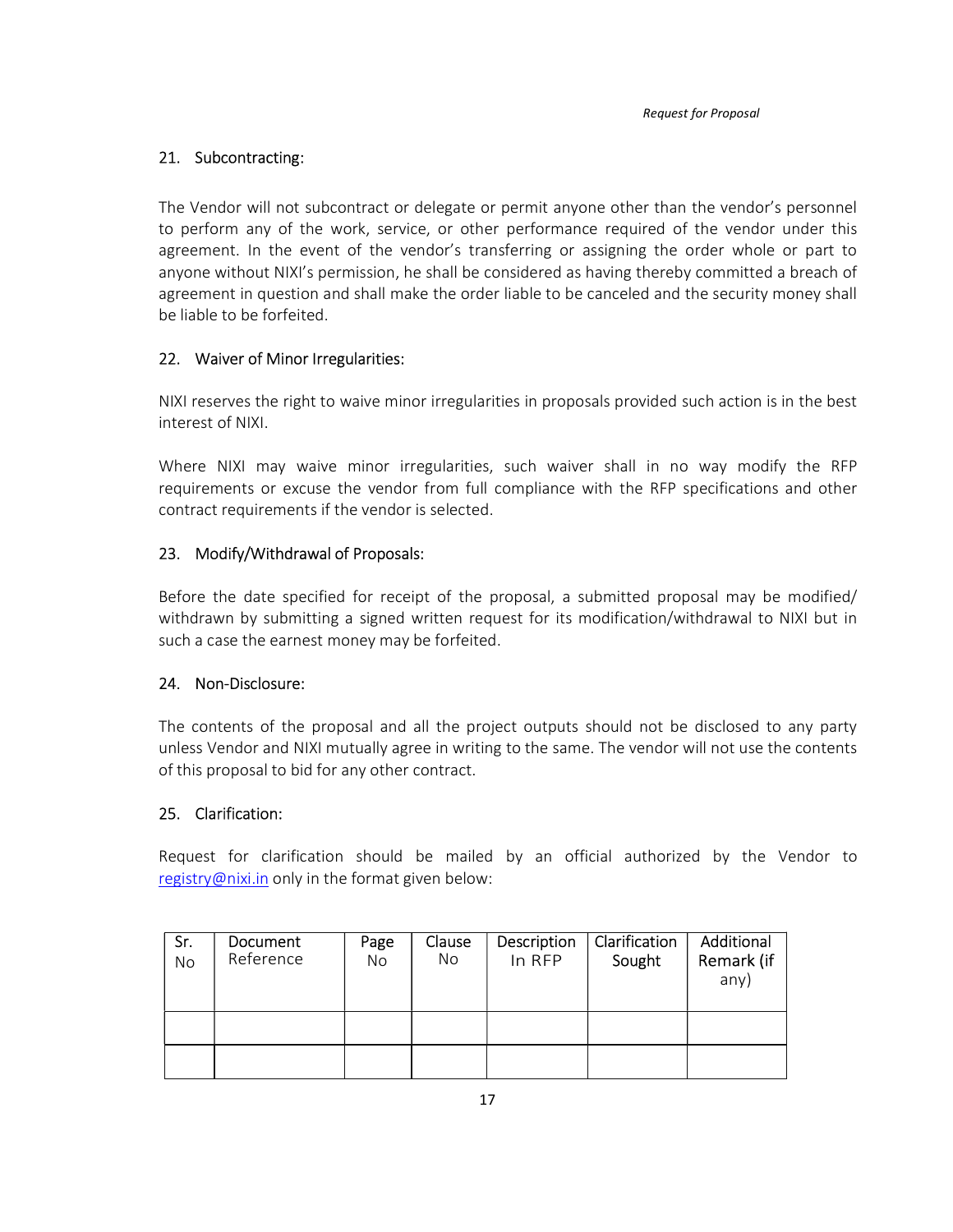## 21. Subcontracting:

The Vendor will not subcontract or delegate or permit anyone other than the vendor's personnel to perform any of the work, service, or other performance required of the vendor under this agreement. In the event of the vendor's transferring or assigning the order whole or part to anyone without NIXI's permission, he shall be considered as having thereby committed a breach of agreement in question and shall make the order liable to be canceled and the security money shall be liable to be forfeited.

## 22. Waiver of Minor Irregularities:

NIXI reserves the right to waive minor irregularities in proposals provided such action is in the best interest of NIXI.

Where NIXI may waive minor irregularities, such waiver shall in no way modify the RFP requirements or excuse the vendor from full compliance with the RFP specifications and other contract requirements if the vendor is selected.

## 23. Modify/Withdrawal of Proposals:

Before the date specified for receipt of the proposal, a submitted proposal may be modified/ withdrawn by submitting a signed written request for its modification/withdrawal to NIXI but in such a case the earnest money may be forfeited.

## 24. Non-Disclosure:

The contents of the proposal and all the project outputs should not be disclosed to any party unless Vendor and NIXI mutually agree in writing to the same. The vendor will not use the contents of this proposal to bid for any other contract.

## 25. Clarification:

Request for clarification should be mailed by an official authorized by the Vendor to registry@nixi.in only in the format given below:

| Sr. No | Document Reference | Page No | Clause No | Description In RFP | Clarification Sought | Additional Remark (if any) |
|---|---|---|---|---|---|---|
| | | | | | | |
| | | | | | | |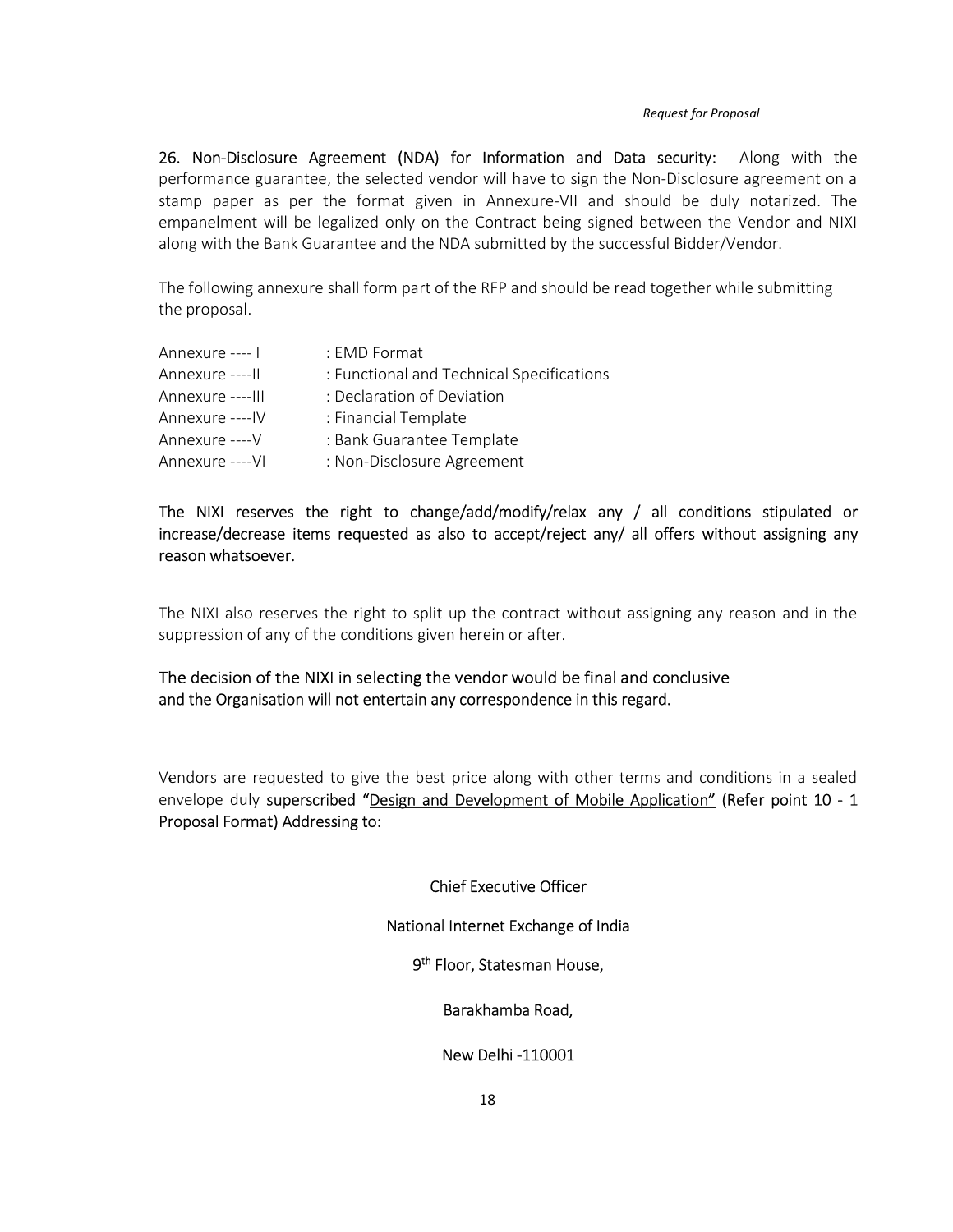**26. Non-Disclosure Agreement (NDA) for Information and Data security:** Along with the performance guarantee, the selected vendor will have to sign the Non-Disclosure agreement on a stamp paper as per the format given in Annexure-VII and should be duly notarized. The empanelment will be legalized only on the Contract being signed between the Vendor and NIXI along with the Bank Guarantee and the NDA submitted by the successful Bidder/Vendor.

The following annexure shall form part of the RFP and should be read together while submitting the proposal.

| | |
|---|---|
| Annexure ---- I | : EMD Format |
| Annexure ----II | : Functional and Technical Specifications |
| Annexure ----III | : Declaration of Deviation |
| Annexure ----IV | : Financial Template |
| Annexure ----V | : Bank Guarantee Template |
| Annexure ----VI | : Non-Disclosure Agreement |

The NIXI reserves the right to change/add/modify/relax any / all conditions stipulated or increase/decrease items requested as also to accept/reject any/ all offers without assigning any reason whatsoever.

The NIXI also reserves the right to split up the contract without assigning any reason and in the suppression of any of the conditions given herein or after.

The decision of the NIXI in selecting the vendor would be final and conclusive and the Organisation will not entertain any correspondence in this regard.

Vendors are requested to give the best price along with other terms and conditions in a sealed envelope duly superscribed "Design and Development of Mobile Application" (Refer point 10 - 1 Proposal Format) Addressing to:

Chief Executive Officer

National Internet Exchange of India

9th Floor, Statesman House,

Barakhamba Road,

New Delhi -110001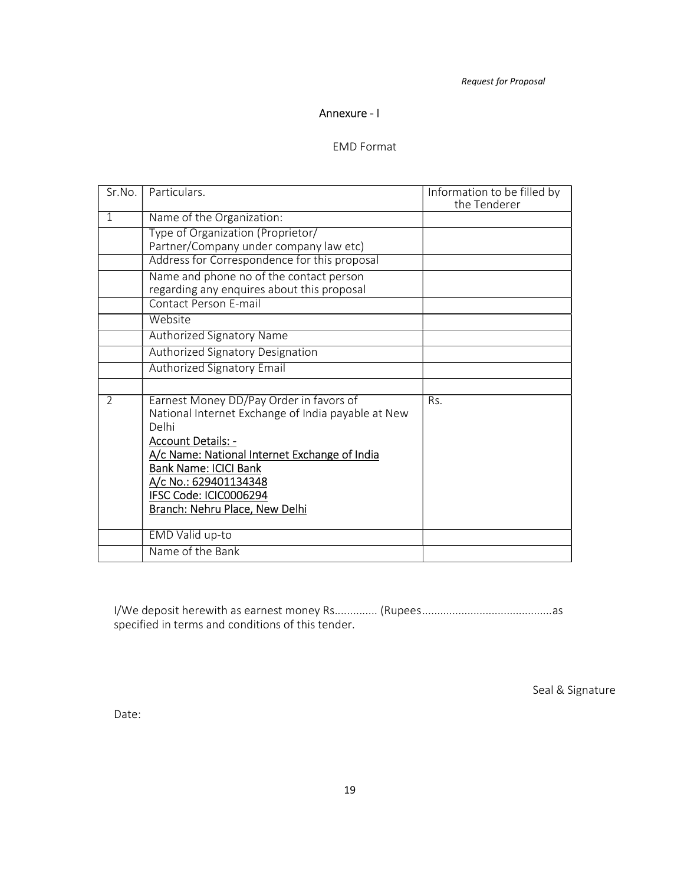## Annexure - I

### EMD Format

| Sr.No. | Particulars. | Information to be filled by the Tenderer |
|---|---|---|
| 1 | Name of the Organization: | |
| | Type of Organization (Proprietor/ Partner/Company under company law etc) | |
| | Address for Correspondence for this proposal | |
| | Name and phone no of the contact person regarding any enquires about this proposal | |
| | Contact Person E-mail | |
| | Website | |
| | Authorized Signatory Name | |
| | Authorized Signatory Designation | |
| | Authorized Signatory Email | |
| | | |
| 2 | Earnest Money DD/Pay Order in favors of National Internet Exchange of India payable at New Delhi<br>Account Details: -<br>A/c Name: National Internet Exchange of India<br>Bank Name: ICICI Bank<br>A/c No.: 629401134348<br>IFSC Code: ICIC0006294<br>Branch: Nehru Place, New Delhi | Rs. |
| | EMD Valid up-to | |
| | Name of the Bank | |

I/We deposit herewith as earnest money Rs............. (Rupees..........................................as specified in terms and conditions of this tender.

Seal & Signature

Date: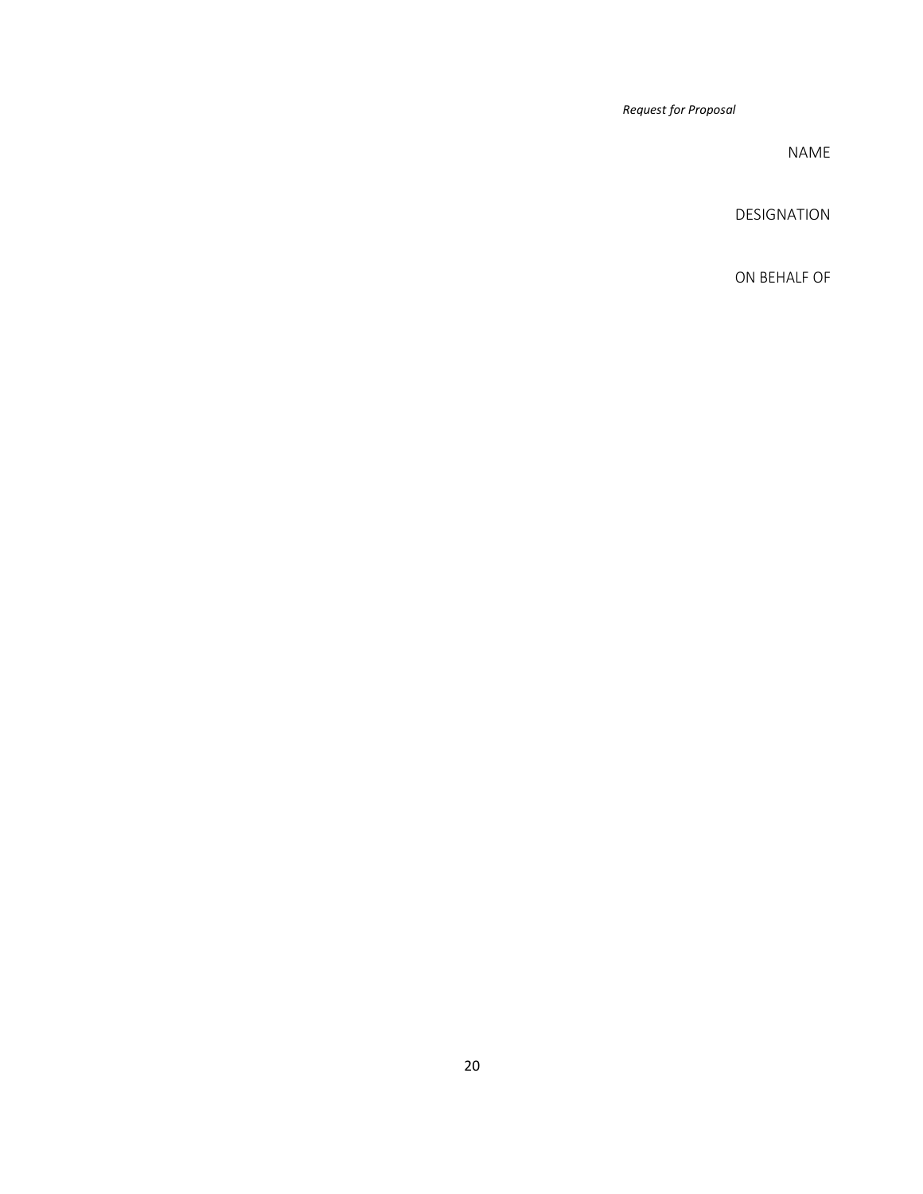NAME

DESIGNATION

ON BEHALF OF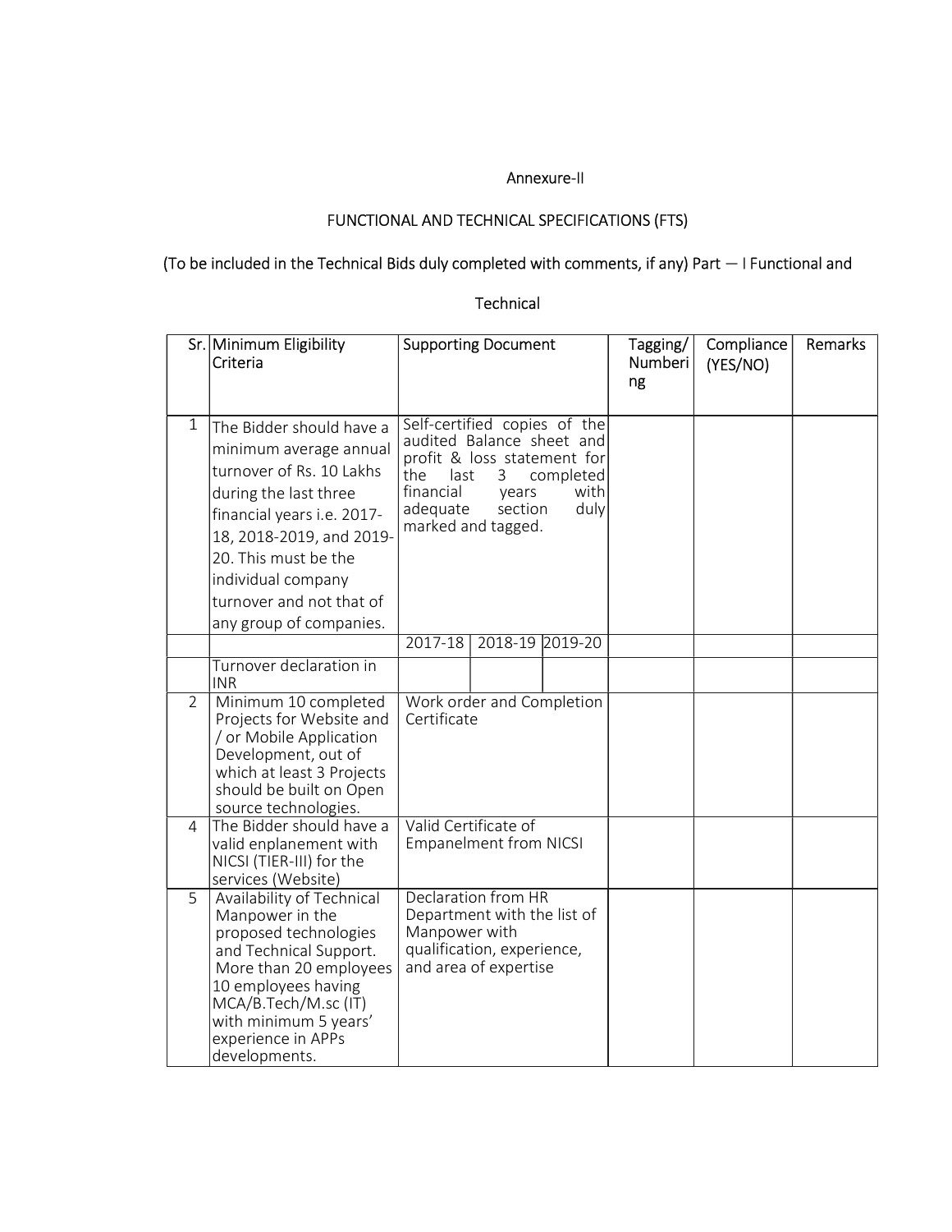Annexure-II

FUNCTIONAL AND TECHNICAL SPECIFICATIONS (FTS)

(To be included in the Technical Bids duly completed with comments, if any) Part — I Functional and Technical

| Sr. | Minimum Eligibility Criteria | Supporting Document | | | Tagging/ Numbering | Compliance (YES/NO) | Remarks |
|---|---|---|---|---|---|---|---|
| 1 | The Bidder should have a minimum average annual turnover of Rs. 10 Lakhs during the last three financial years i.e. 2017-18, 2018-2019, and 2019-20. This must be the individual company turnover and not that of any group of companies. | Self-certified copies of the audited Balance sheet and profit & loss statement for the last 3 completed financial years with adequate section duly marked and tagged. | | | | | |
| | | 2017-18 | 2018-19 | 2019-20 | | | |
| | Turnover declaration in INR | | | | | | |
| 2 | Minimum 10 completed Projects for Website and / or Mobile Application Development, out of which at least 3 Projects should be built on Open source technologies. | Work order and Completion Certificate | | | | | |
| 4 | The Bidder should have a valid enplanement with NICSI (TIER-III) for the services (Website) | Valid Certificate of Empanelment from NICSI | | | | | |
| 5 | Availability of Technical Manpower in the proposed technologies and Technical Support. More than 20 employees 10 employees having MCA/B.Tech/M.sc (IT) with minimum 5 years' experience in APPs developments. | Declaration from HR Department with the list of Manpower with qualification, experience, and area of expertise | | | | | |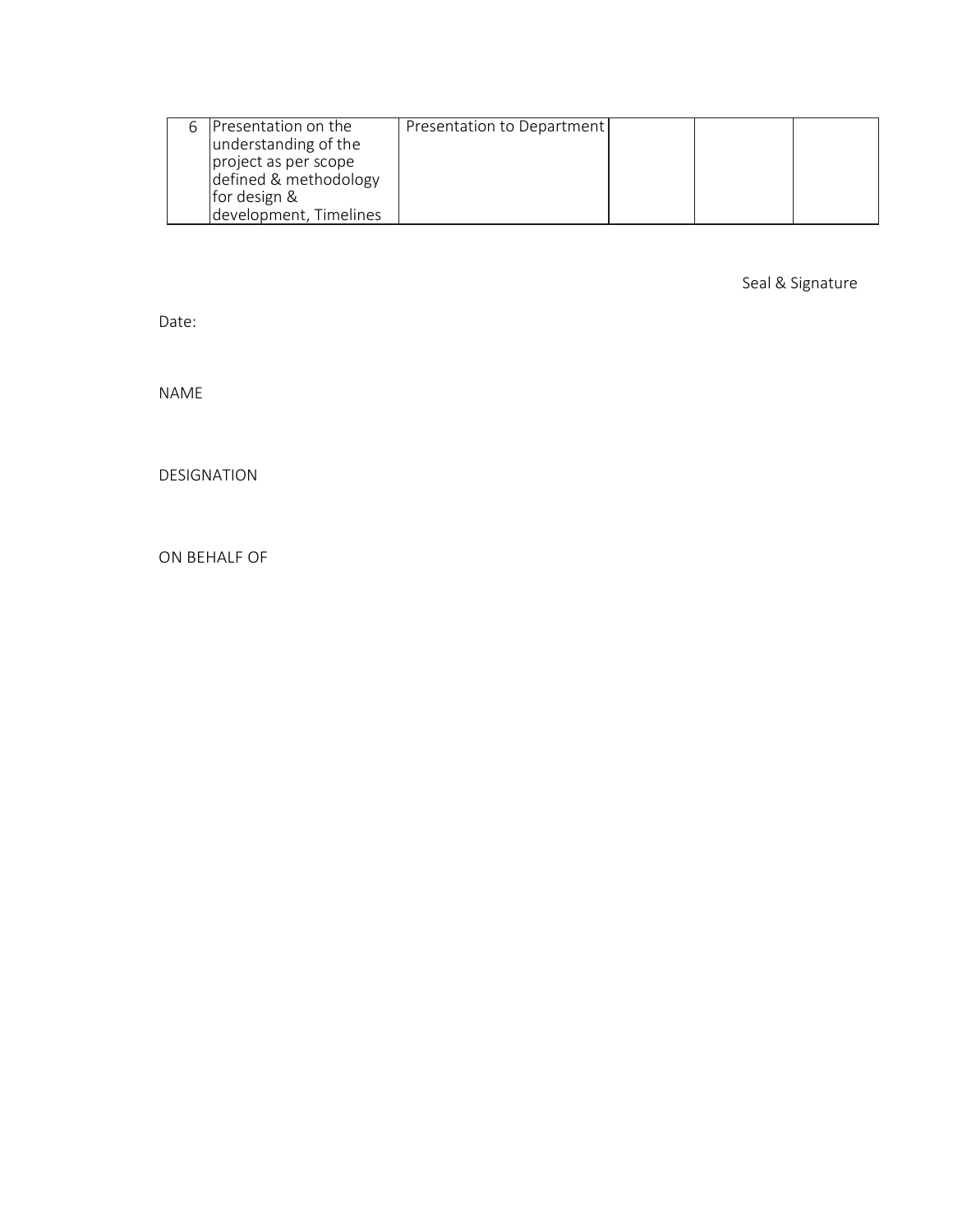| 6 | Presentation on the understanding of the project as per scope defined & methodology for design & development, Timelines | Presentation to Department | | | |
|---|---|---|---|---|---|

Seal & Signature

Date:

NAME

DESIGNATION

ON BEHALF OF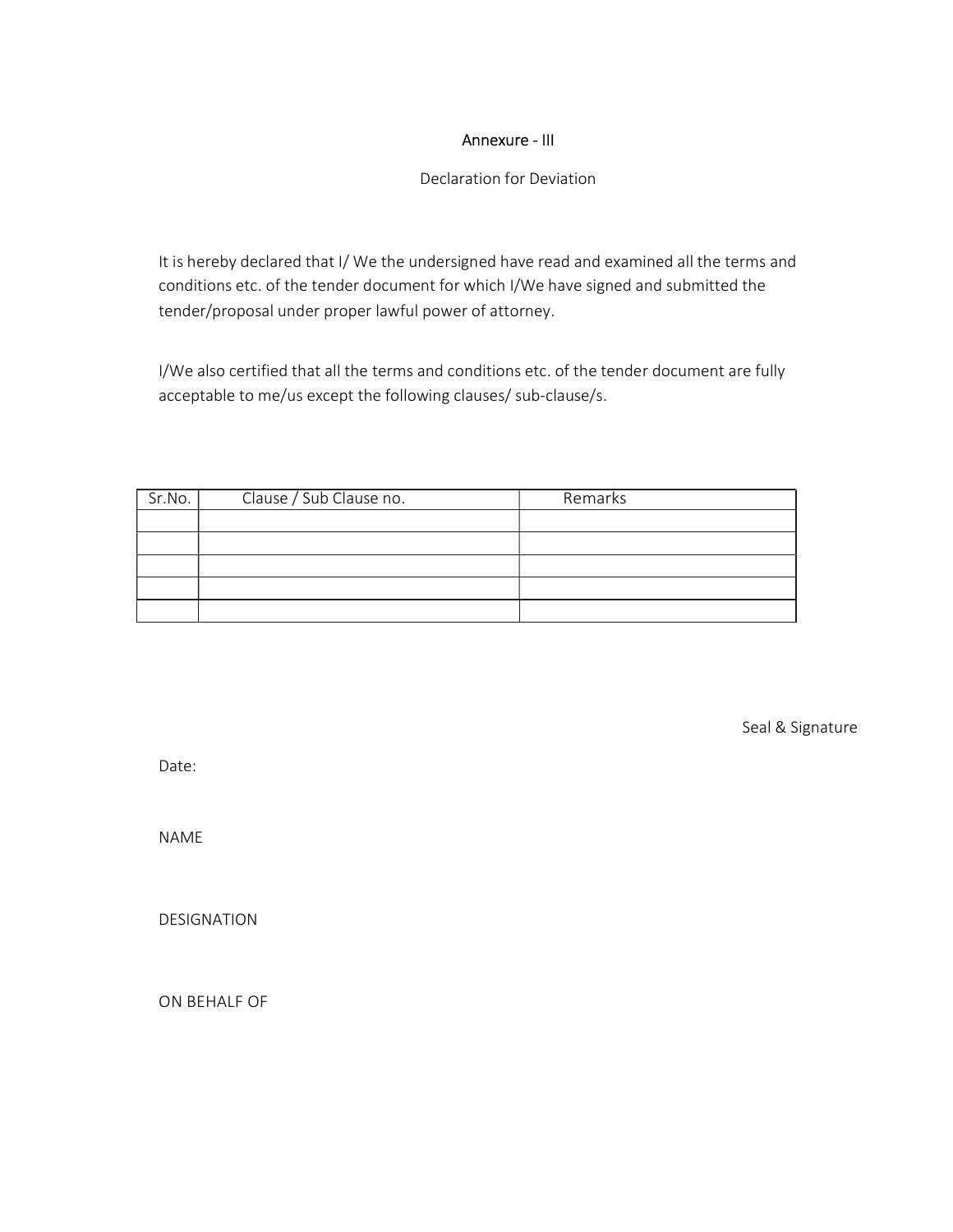## Annexure - III

### Declaration for Deviation

It is hereby declared that I/ We the undersigned have read and examined all the terms and conditions etc. of the tender document for which I/We have signed and submitted the tender/proposal under proper lawful power of attorney.

I/We also certified that all the terms and conditions etc. of the tender document are fully acceptable to me/us except the following clauses/ sub-clause/s.

| Sr.No. | Clause / Sub Clause no. | Remarks |
|---|---|---|
| | | |
| | | |
| | | |
| | | |
| | | |

Seal & Signature

Date:

NAME

DESIGNATION

ON BEHALF OF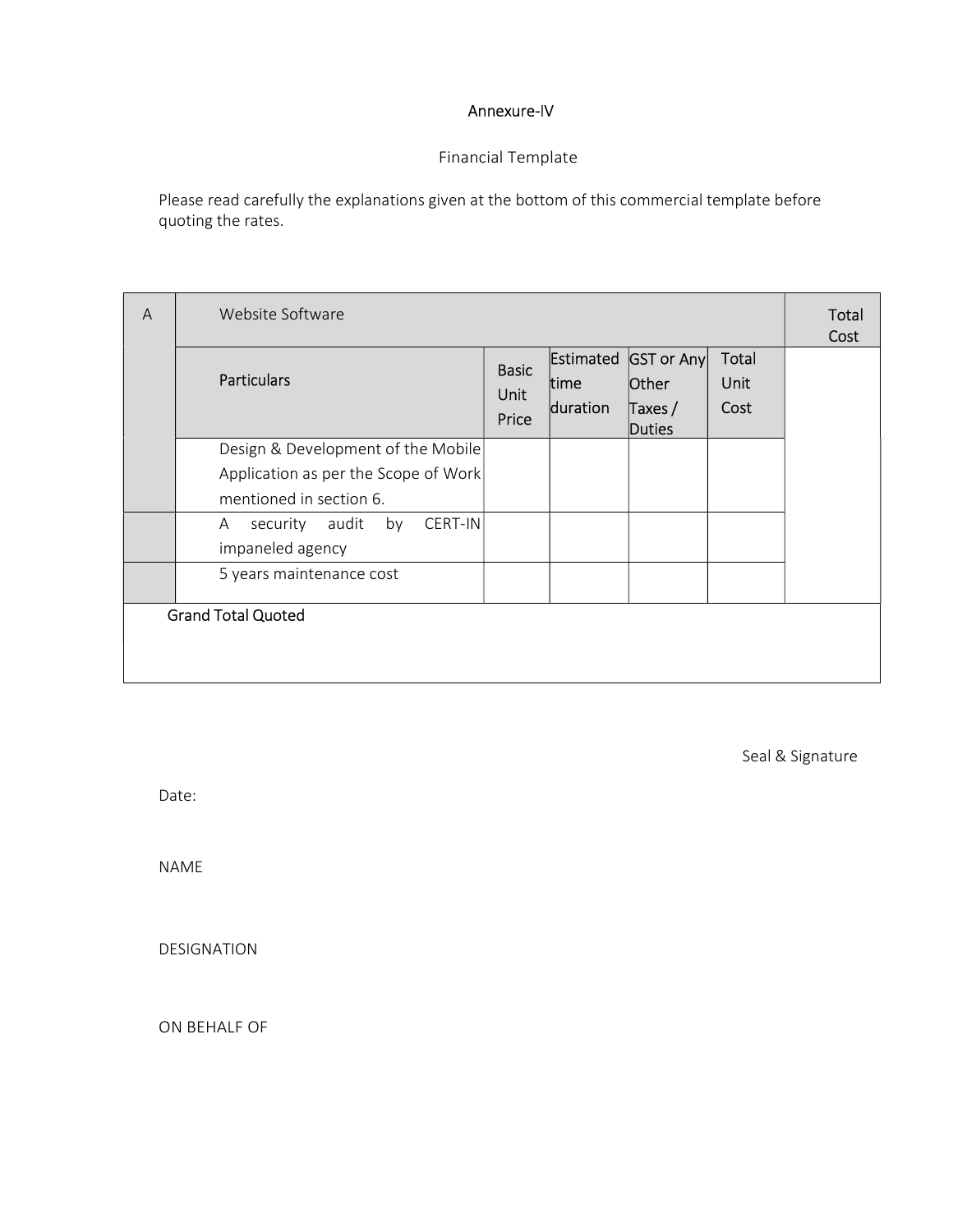Annexure-IV

Financial Template

Please read carefully the explanations given at the bottom of this commercial template before quoting the rates.

| A | Website Software | | | | | Total Cost |
|---|---|---|---|---|---|---|
| | Particulars | Basic Unit Price | Estimated time duration | GST or Any Other Taxes / Duties | Total Unit Cost | |
| | Design & Development of the Mobile Application as per the Scope of Work mentioned in section 6. | | | | | |
| | A security audit by CERT-IN impaneled agency | | | | | |
| | 5 years maintenance cost | | | | | |
| Grand Total Quoted | | | | | | |

Seal & Signature

Date:

NAME

DESIGNATION

ON BEHALF OF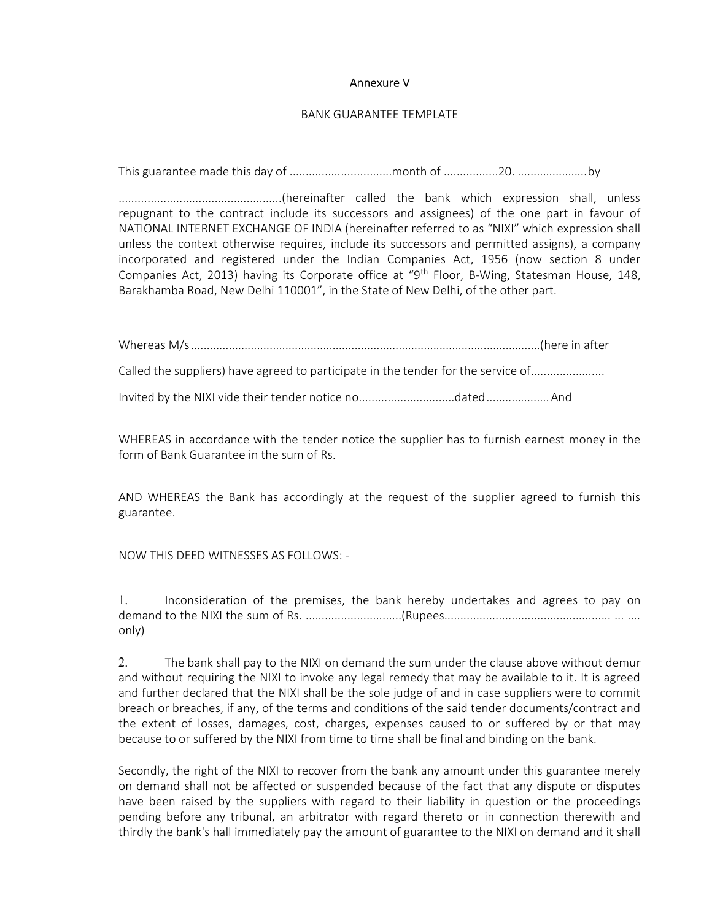Annexure V

BANK GUARANTEE TEMPLATE

This guarantee made this day of ................................month of .................20. ......................by

...................................................(hereinafter called the bank which expression shall, unless repugnant to the contract include its successors and assignees) of the one part in favour of NATIONAL INTERNET EXCHANGE OF INDIA (hereinafter referred to as "NIXI" which expression shall unless the context otherwise requires, include its successors and permitted assigns), a company incorporated and registered under the Indian Companies Act, 1956 (now section 8 under Companies Act, 2013) having its Corporate office at "9th Floor, B-Wing, Statesman House, 148, Barakhamba Road, New Delhi 110001", in the State of New Delhi, of the other part.

Whereas M/s..............................................................................................................(here in after

Called the suppliers) have agreed to participate in the tender for the service of.......................

Invited by the NIXI vide their tender notice no..............................dated.................... And

WHEREAS in accordance with the tender notice the supplier has to furnish earnest money in the form of Bank Guarantee in the sum of Rs.

AND WHEREAS the Bank has accordingly at the request of the supplier agreed to furnish this guarantee.

NOW THIS DEED WITNESSES AS FOLLOWS: -

1. Inconsideration of the premises, the bank hereby undertakes and agrees to pay on demand to the NIXI the sum of Rs. ..............................(Rupees.................................................... ... .... only)

2. The bank shall pay to the NIXI on demand the sum under the clause above without demur and without requiring the NIXI to invoke any legal remedy that may be available to it. It is agreed and further declared that the NIXI shall be the sole judge of and in case suppliers were to commit breach or breaches, if any, of the terms and conditions of the said tender documents/contract and the extent of losses, damages, cost, charges, expenses caused to or suffered by or that may because to or suffered by the NIXI from time to time shall be final and binding on the bank.

Secondly, the right of the NIXI to recover from the bank any amount under this guarantee merely on demand shall not be affected or suspended because of the fact that any dispute or disputes have been raised by the suppliers with regard to their liability in question or the proceedings pending before any tribunal, an arbitrator with regard thereto or in connection therewith and thirdly the bank's hall immediately pay the amount of guarantee to the NIXI on demand and it shall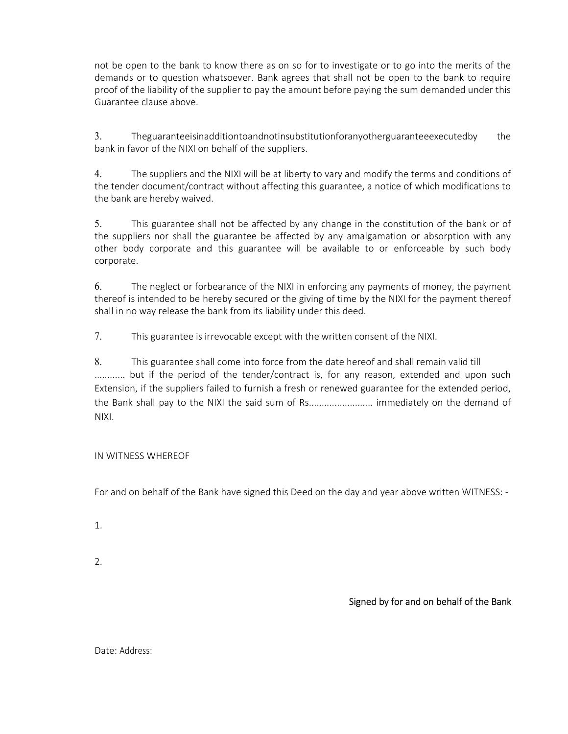not be open to the bank to know there as on so for to investigate or to go into the merits of the demands or to question whatsoever. Bank agrees that shall not be open to the bank to require proof of the liability of the supplier to pay the amount before paying the sum demanded under this Guarantee clause above.

3. Theguaranteeisinadditiontoandnotinsubstitutionforanyotherguaranteeexecutedby the bank in favor of the NIXI on behalf of the suppliers.

4. The suppliers and the NIXI will be at liberty to vary and modify the terms and conditions of the tender document/contract without affecting this guarantee, a notice of which modifications to the bank are hereby waived.

5. This guarantee shall not be affected by any change in the constitution of the bank or of the suppliers nor shall the guarantee be affected by any amalgamation or absorption with any other body corporate and this guarantee will be available to or enforceable by such body corporate.

6. The neglect or forbearance of the NIXI in enforcing any payments of money, the payment thereof is intended to be hereby secured or the giving of time by the NIXI for the payment thereof shall in no way release the bank from its liability under this deed.

7. This guarantee is irrevocable except with the written consent of the NIXI.

8. This guarantee shall come into force from the date hereof and shall remain valid till ............ but if the period of the tender/contract is, for any reason, extended and upon such Extension, if the suppliers failed to furnish a fresh or renewed guarantee for the extended period, the Bank shall pay to the NIXI the said sum of Rs......................... immediately on the demand of NIXI.

IN WITNESS WHEREOF

For and on behalf of the Bank have signed this Deed on the day and year above written WITNESS: -

1.

2.

Signed by for and on behalf of the Bank

Date: Address: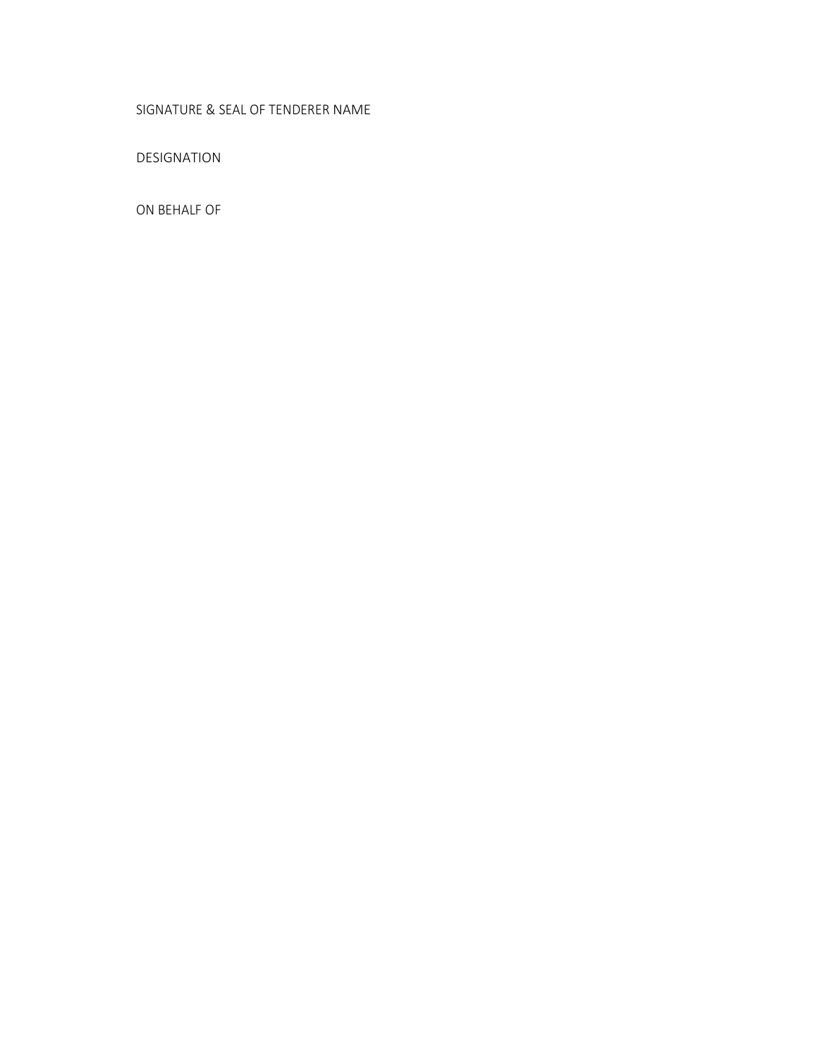SIGNATURE & SEAL OF TENDERER NAME

DESIGNATION

ON BEHALF OF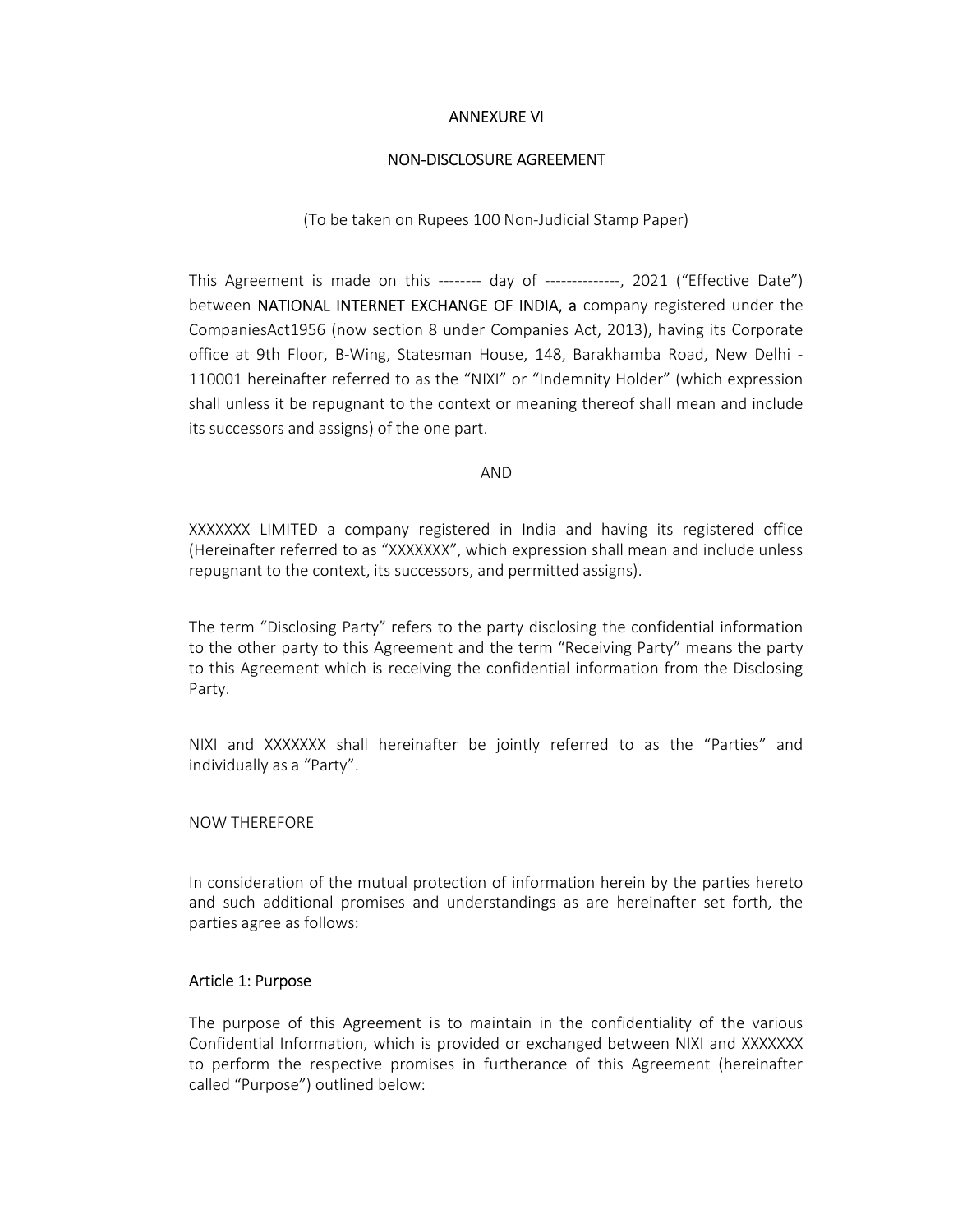ANNEXURE VI

NON-DISCLOSURE AGREEMENT

(To be taken on Rupees 100 Non-Judicial Stamp Paper)

This Agreement is made on this -------- day of --------------, 2021 ("Effective Date") between **NATIONAL INTERNET EXCHANGE OF INDIA, a** company registered under the CompaniesAct1956 (now section 8 under Companies Act, 2013), having its Corporate office at 9th Floor, B-Wing, Statesman House, 148, Barakhamba Road, New Delhi - 110001 hereinafter referred to as the "NIXI" or "Indemnity Holder" (which expression shall unless it be repugnant to the context or meaning thereof shall mean and include its successors and assigns) of the one part.

AND

XXXXXXX LIMITED a company registered in India and having its registered office (Hereinafter referred to as "XXXXXXX", which expression shall mean and include unless repugnant to the context, its successors, and permitted assigns).

The term "Disclosing Party" refers to the party disclosing the confidential information to the other party to this Agreement and the term "Receiving Party" means the party to this Agreement which is receiving the confidential information from the Disclosing Party.

NIXI and XXXXXXX shall hereinafter be jointly referred to as the "Parties" and individually as a "Party".

NOW THEREFORE

In consideration of the mutual protection of information herein by the parties hereto and such additional promises and understandings as are hereinafter set forth, the parties agree as follows:

## Article 1: Purpose

The purpose of this Agreement is to maintain in the confidentiality of the various Confidential Information, which is provided or exchanged between NIXI and XXXXXXX to perform the respective promises in furtherance of this Agreement (hereinafter called "Purpose") outlined below: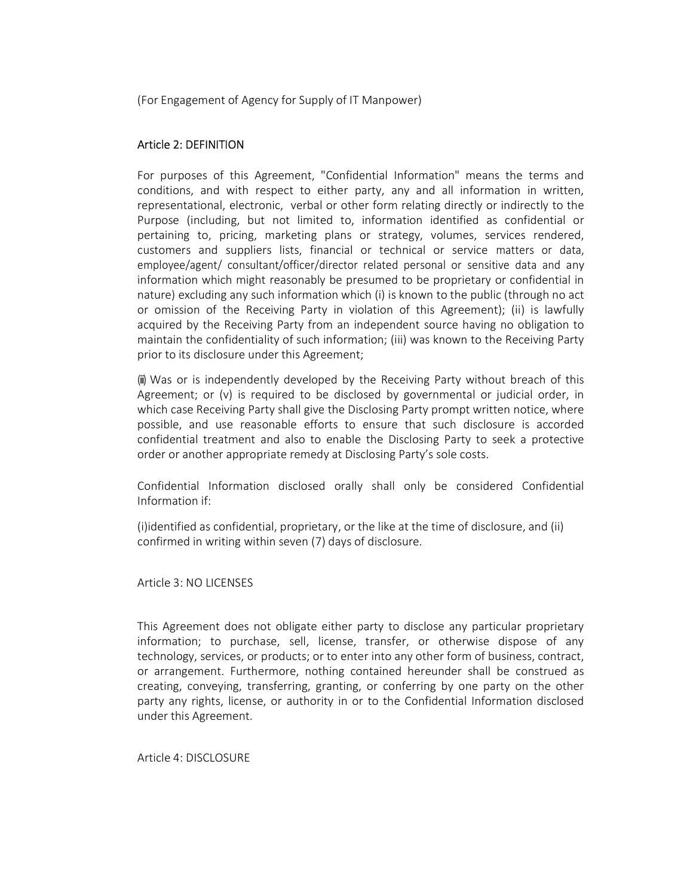(For Engagement of Agency for Supply of IT Manpower)

## Article 2: DEFINITION

For purposes of this Agreement, "Confidential Information" means the terms and conditions, and with respect to either party, any and all information in written, representational, electronic, verbal or other form relating directly or indirectly to the Purpose (including, but not limited to, information identified as confidential or pertaining to, pricing, marketing plans or strategy, volumes, services rendered, customers and suppliers lists, financial or technical or service matters or data, employee/agent/ consultant/officer/director related personal or sensitive data and any information which might reasonably be presumed to be proprietary or confidential in nature) excluding any such information which (i) is known to the public (through no act or omission of the Receiving Party in violation of this Agreement); (ii) is lawfully acquired by the Receiving Party from an independent source having no obligation to maintain the confidentiality of such information; (iii) was known to the Receiving Party prior to its disclosure under this Agreement;

(iii) Was or is independently developed by the Receiving Party without breach of this Agreement; or (v) is required to be disclosed by governmental or judicial order, in which case Receiving Party shall give the Disclosing Party prompt written notice, where possible, and use reasonable efforts to ensure that such disclosure is accorded confidential treatment and also to enable the Disclosing Party to seek a protective order or another appropriate remedy at Disclosing Party's sole costs.

Confidential Information disclosed orally shall only be considered Confidential Information if:

(i)identified as confidential, proprietary, or the like at the time of disclosure, and (ii) confirmed in writing within seven (7) days of disclosure.

## Article 3: NO LICENSES

This Agreement does not obligate either party to disclose any particular proprietary information; to purchase, sell, license, transfer, or otherwise dispose of any technology, services, or products; or to enter into any other form of business, contract, or arrangement. Furthermore, nothing contained hereunder shall be construed as creating, conveying, transferring, granting, or conferring by one party on the other party any rights, license, or authority in or to the Confidential Information disclosed under this Agreement.

## Article 4: DISCLOSURE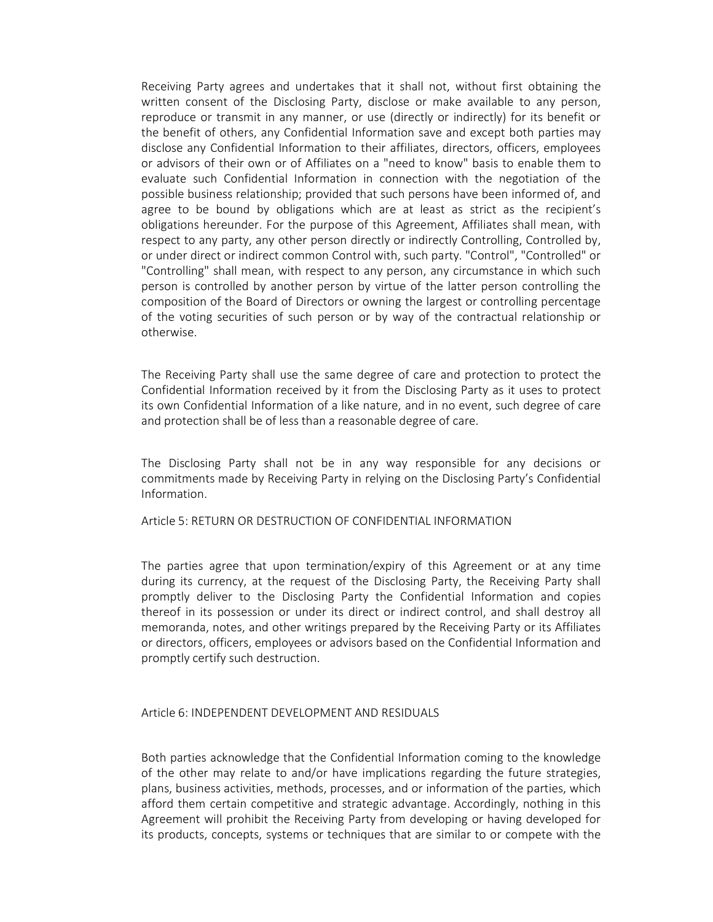Receiving Party agrees and undertakes that it shall not, without first obtaining the written consent of the Disclosing Party, disclose or make available to any person, reproduce or transmit in any manner, or use (directly or indirectly) for its benefit or the benefit of others, any Confidential Information save and except both parties may disclose any Confidential Information to their affiliates, directors, officers, employees or advisors of their own or of Affiliates on a "need to know" basis to enable them to evaluate such Confidential Information in connection with the negotiation of the possible business relationship; provided that such persons have been informed of, and agree to be bound by obligations which are at least as strict as the recipient's obligations hereunder. For the purpose of this Agreement, Affiliates shall mean, with respect to any party, any other person directly or indirectly Controlling, Controlled by, or under direct or indirect common Control with, such party. "Control", "Controlled" or "Controlling" shall mean, with respect to any person, any circumstance in which such person is controlled by another person by virtue of the latter person controlling the composition of the Board of Directors or owning the largest or controlling percentage of the voting securities of such person or by way of the contractual relationship or otherwise.

The Receiving Party shall use the same degree of care and protection to protect the Confidential Information received by it from the Disclosing Party as it uses to protect its own Confidential Information of a like nature, and in no event, such degree of care and protection shall be of less than a reasonable degree of care.

The Disclosing Party shall not be in any way responsible for any decisions or commitments made by Receiving Party in relying on the Disclosing Party's Confidential Information.

Article 5: RETURN OR DESTRUCTION OF CONFIDENTIAL INFORMATION

The parties agree that upon termination/expiry of this Agreement or at any time during its currency, at the request of the Disclosing Party, the Receiving Party shall promptly deliver to the Disclosing Party the Confidential Information and copies thereof in its possession or under its direct or indirect control, and shall destroy all memoranda, notes, and other writings prepared by the Receiving Party or its Affiliates or directors, officers, employees or advisors based on the Confidential Information and promptly certify such destruction.

Article 6: INDEPENDENT DEVELOPMENT AND RESIDUALS

Both parties acknowledge that the Confidential Information coming to the knowledge of the other may relate to and/or have implications regarding the future strategies, plans, business activities, methods, processes, and or information of the parties, which afford them certain competitive and strategic advantage. Accordingly, nothing in this Agreement will prohibit the Receiving Party from developing or having developed for its products, concepts, systems or techniques that are similar to or compete with the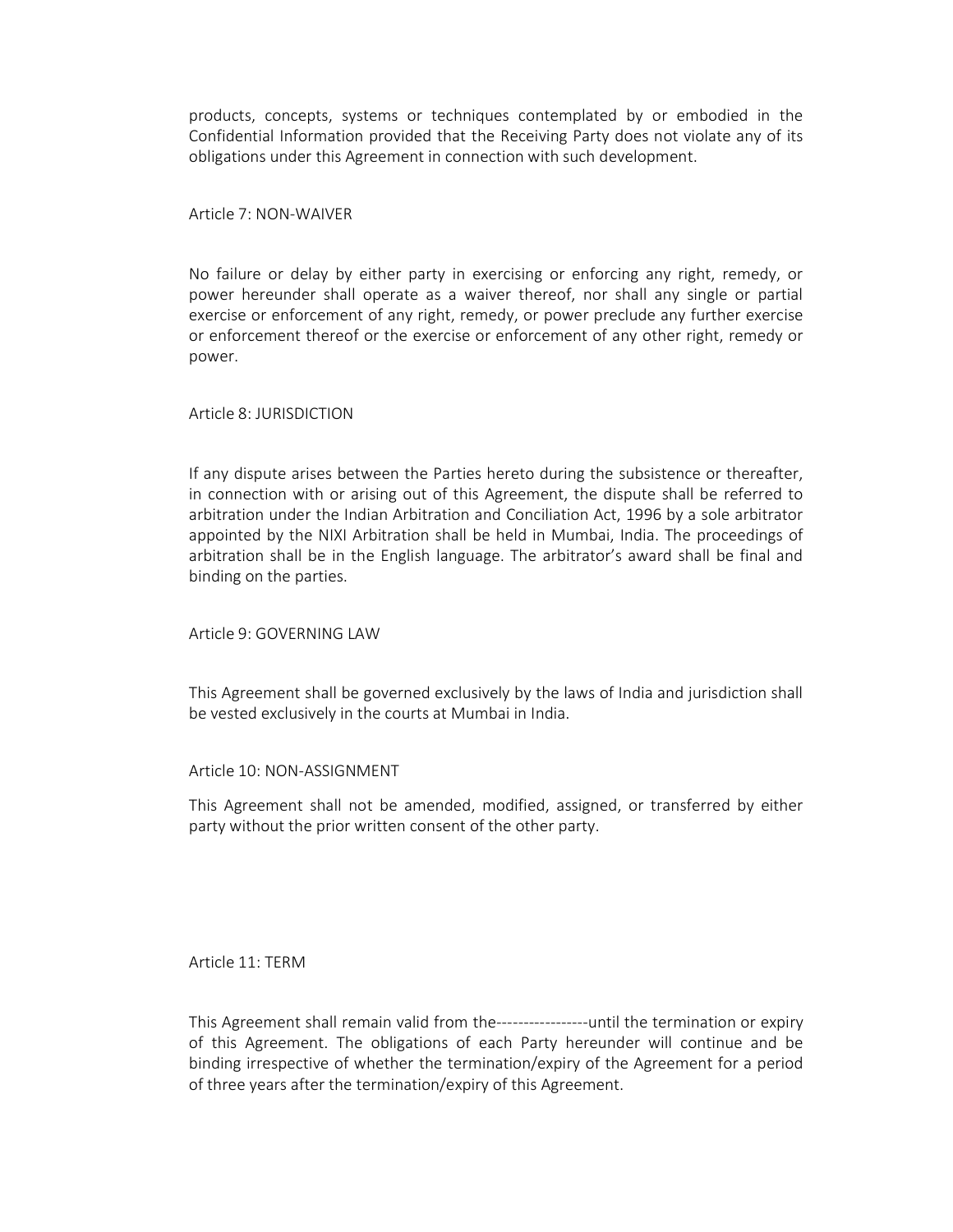products, concepts, systems or techniques contemplated by or embodied in the Confidential Information provided that the Receiving Party does not violate any of its obligations under this Agreement in connection with such development.

Article 7: NON-WAIVER

No failure or delay by either party in exercising or enforcing any right, remedy, or power hereunder shall operate as a waiver thereof, nor shall any single or partial exercise or enforcement of any right, remedy, or power preclude any further exercise or enforcement thereof or the exercise or enforcement of any other right, remedy or power.

Article 8: JURISDICTION

If any dispute arises between the Parties hereto during the subsistence or thereafter, in connection with or arising out of this Agreement, the dispute shall be referred to arbitration under the Indian Arbitration and Conciliation Act, 1996 by a sole arbitrator appointed by the NIXI Arbitration shall be held in Mumbai, India. The proceedings of arbitration shall be in the English language. The arbitrator's award shall be final and binding on the parties.

Article 9: GOVERNING LAW

This Agreement shall be governed exclusively by the laws of India and jurisdiction shall be vested exclusively in the courts at Mumbai in India.

Article 10: NON-ASSIGNMENT

This Agreement shall not be amended, modified, assigned, or transferred by either party without the prior written consent of the other party.

Article 11: TERM

This Agreement shall remain valid from the-----------------until the termination or expiry of this Agreement. The obligations of each Party hereunder will continue and be binding irrespective of whether the termination/expiry of the Agreement for a period of three years after the termination/expiry of this Agreement.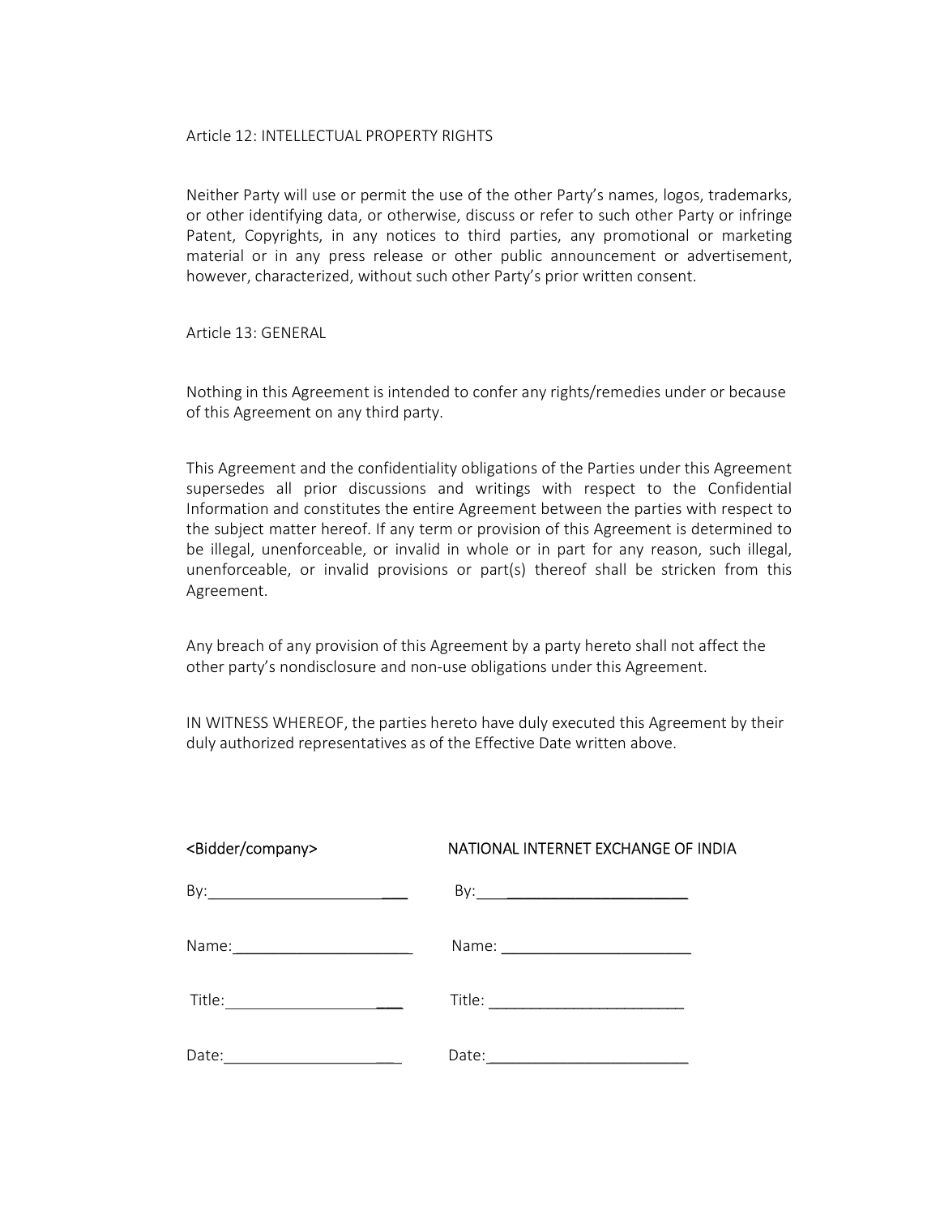## Article 12: INTELLECTUAL PROPERTY RIGHTS

Neither Party will use or permit the use of the other Party's names, logos, trademarks, or other identifying data, or otherwise, discuss or refer to such other Party or infringe Patent, Copyrights, in any notices to third parties, any promotional or marketing material or in any press release or other public announcement or advertisement, however, characterized, without such other Party's prior written consent.

## Article 13: GENERAL

Nothing in this Agreement is intended to confer any rights/remedies under or because of this Agreement on any third party.

This Agreement and the confidentiality obligations of the Parties under this Agreement supersedes all prior discussions and writings with respect to the Confidential Information and constitutes the entire Agreement between the parties with respect to the subject matter hereof. If any term or provision of this Agreement is determined to be illegal, unenforceable, or invalid in whole or in part for any reason, such illegal, unenforceable, or invalid provisions or part(s) thereof shall be stricken from this Agreement.

Any breach of any provision of this Agreement by a party hereto shall not affect the other party's nondisclosure and non-use obligations under this Agreement.

IN WITNESS WHEREOF, the parties hereto have duly executed this Agreement by their duly authorized representatives as of the Effective Date written above.

| <Bidder/company> | NATIONAL INTERNET EXCHANGE OF INDIA |
|---|---|
| By:________________________ | By:________________________ |
| Name:______________________ | Name: ______________________ |
| Title:______________________ | Title: ______________________ |
| Date:______________________ | Date:______________________ |